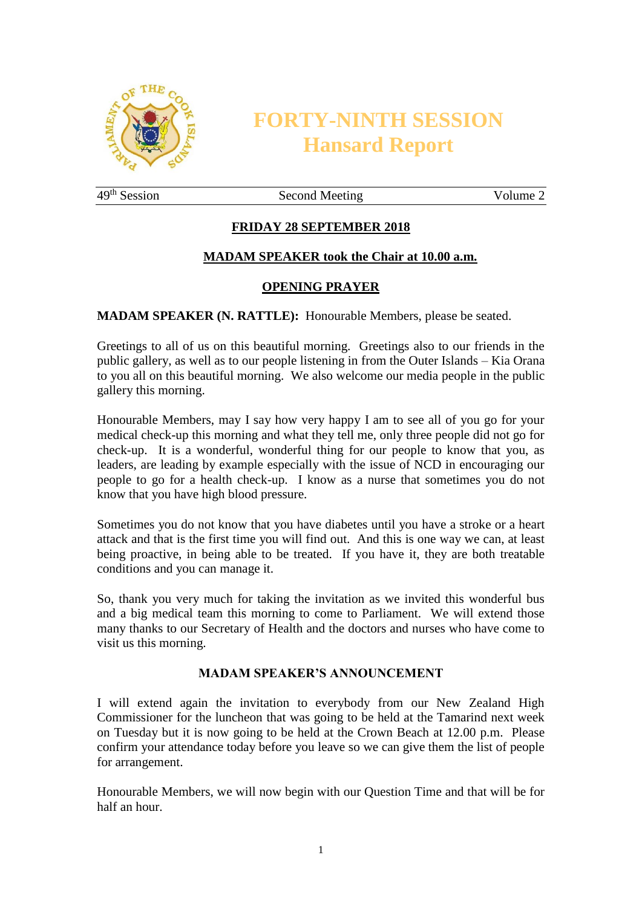# FORTY-NINTH SESSION
# Hansard Report

49th Session | Second Meeting | Volume 2

**FRIDAY 28 SEPTEMBER 2018**

**MADAM SPEAKER took the Chair at 10.00 a.m.**

**OPENING PRAYER**

**MADAM SPEAKER (N. RATTLE):** Honourable Members, please be seated.

Greetings to all of us on this beautiful morning. Greetings also to our friends in the public gallery, as well as to our people listening in from the Outer Islands – Kia Orana to you all on this beautiful morning. We also welcome our media people in the public gallery this morning.

Honourable Members, may I say how very happy I am to see all of you go for your medical check-up this morning and what they tell me, only three people did not go for check-up. It is a wonderful, wonderful thing for our people to know that you, as leaders, are leading by example especially with the issue of NCD in encouraging our people to go for a health check-up. I know as a nurse that sometimes you do not know that you have high blood pressure.

Sometimes you do not know that you have diabetes until you have a stroke or a heart attack and that is the first time you will find out. And this is one way we can, at least being proactive, in being able to be treated. If you have it, they are both treatable conditions and you can manage it.

So, thank you very much for taking the invitation as we invited this wonderful bus and a big medical team this morning to come to Parliament. We will extend those many thanks to our Secretary of Health and the doctors and nurses who have come to visit us this morning.

**MADAM SPEAKER'S ANNOUNCEMENT**

I will extend again the invitation to everybody from our New Zealand High Commissioner for the luncheon that was going to be held at the Tamarind next week on Tuesday but it is now going to be held at the Crown Beach at 12.00 p.m. Please confirm your attendance today before you leave so we can give them the list of people for arrangement.

Honourable Members, we will now begin with our Question Time and that will be for half an hour.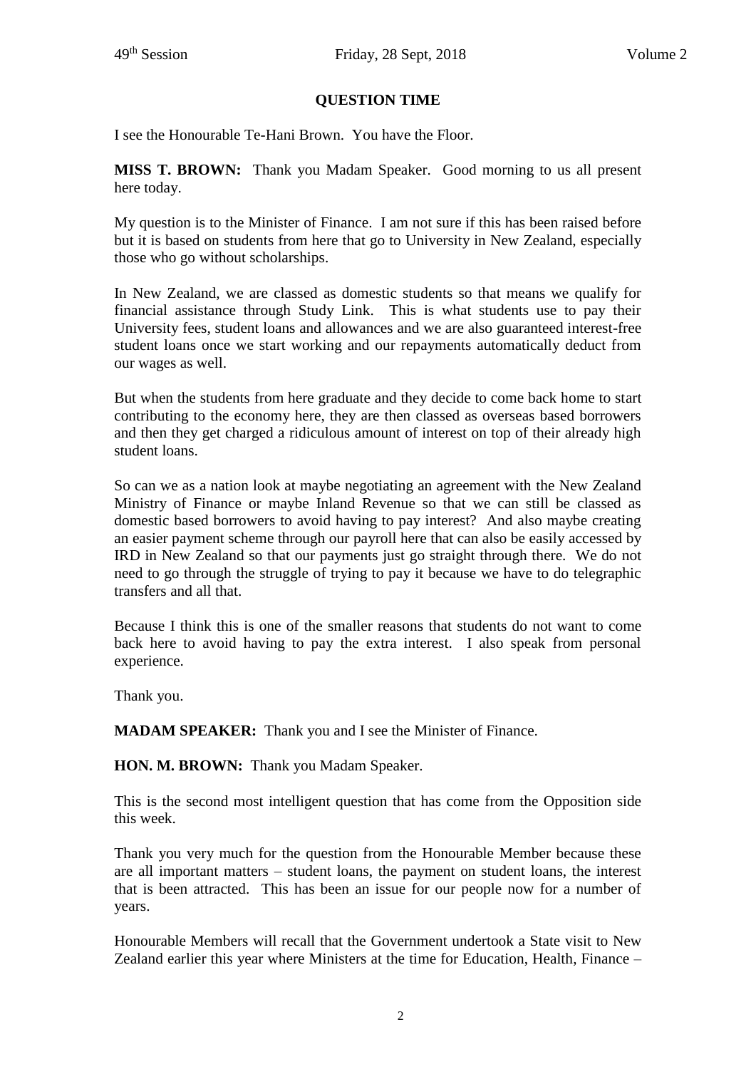## QUESTION TIME

I see the Honourable Te-Hani Brown. You have the Floor.

**MISS T. BROWN:** Thank you Madam Speaker. Good morning to us all present here today.

My question is to the Minister of Finance. I am not sure if this has been raised before but it is based on students from here that go to University in New Zealand, especially those who go without scholarships.

In New Zealand, we are classed as domestic students so that means we qualify for financial assistance through Study Link. This is what students use to pay their University fees, student loans and allowances and we are also guaranteed interest-free student loans once we start working and our repayments automatically deduct from our wages as well.

But when the students from here graduate and they decide to come back home to start contributing to the economy here, they are then classed as overseas based borrowers and then they get charged a ridiculous amount of interest on top of their already high student loans.

So can we as a nation look at maybe negotiating an agreement with the New Zealand Ministry of Finance or maybe Inland Revenue so that we can still be classed as domestic based borrowers to avoid having to pay interest? And also maybe creating an easier payment scheme through our payroll here that can also be easily accessed by IRD in New Zealand so that our payments just go straight through there. We do not need to go through the struggle of trying to pay it because we have to do telegraphic transfers and all that.

Because I think this is one of the smaller reasons that students do not want to come back here to avoid having to pay the extra interest. I also speak from personal experience.

Thank you.

**MADAM SPEAKER:** Thank you and I see the Minister of Finance.

**HON. M. BROWN:** Thank you Madam Speaker.

This is the second most intelligent question that has come from the Opposition side this week.

Thank you very much for the question from the Honourable Member because these are all important matters – student loans, the payment on student loans, the interest that is been attracted. This has been an issue for our people now for a number of years.

Honourable Members will recall that the Government undertook a State visit to New Zealand earlier this year where Ministers at the time for Education, Health, Finance –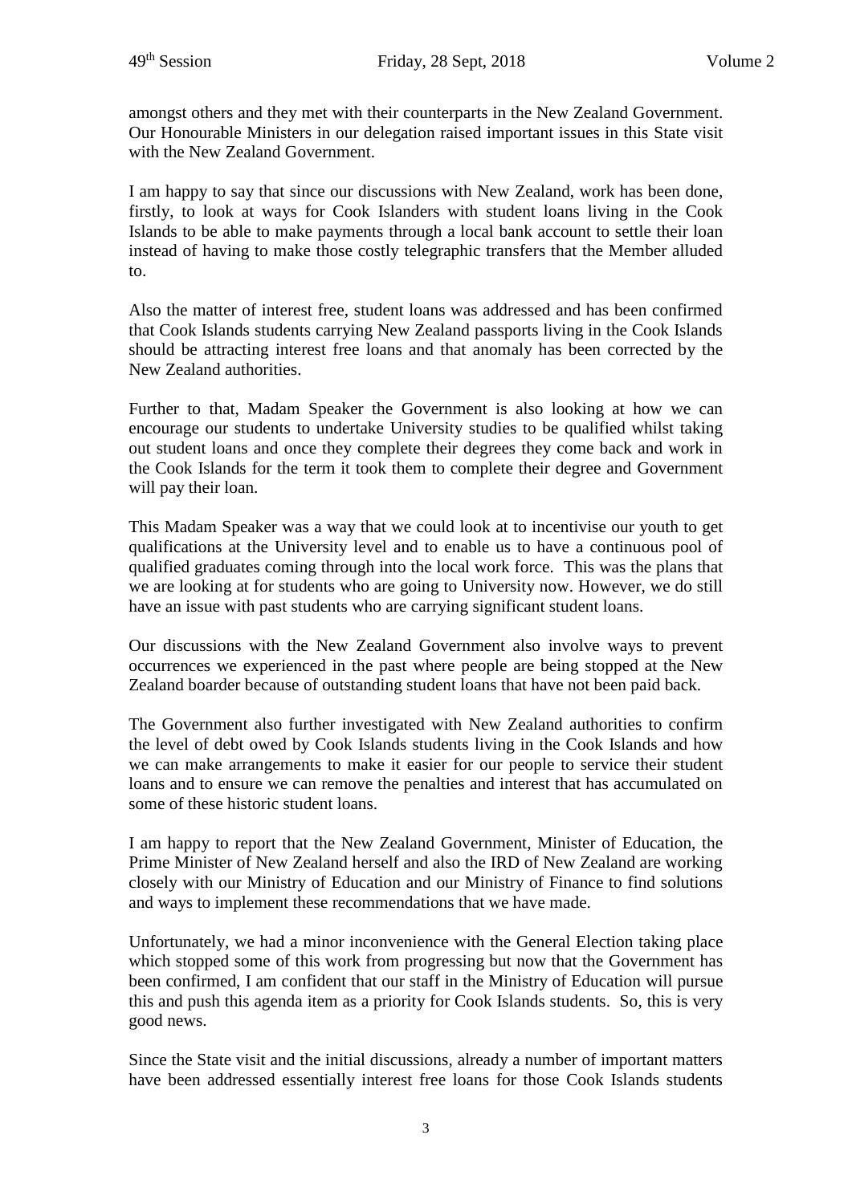amongst others and they met with their counterparts in the New Zealand Government. Our Honourable Ministers in our delegation raised important issues in this State visit with the New Zealand Government.

I am happy to say that since our discussions with New Zealand, work has been done, firstly, to look at ways for Cook Islanders with student loans living in the Cook Islands to be able to make payments through a local bank account to settle their loan instead of having to make those costly telegraphic transfers that the Member alluded to.

Also the matter of interest free, student loans was addressed and has been confirmed that Cook Islands students carrying New Zealand passports living in the Cook Islands should be attracting interest free loans and that anomaly has been corrected by the New Zealand authorities.

Further to that, Madam Speaker the Government is also looking at how we can encourage our students to undertake University studies to be qualified whilst taking out student loans and once they complete their degrees they come back and work in the Cook Islands for the term it took them to complete their degree and Government will pay their loan.

This Madam Speaker was a way that we could look at to incentivise our youth to get qualifications at the University level and to enable us to have a continuous pool of qualified graduates coming through into the local work force. This was the plans that we are looking at for students who are going to University now. However, we do still have an issue with past students who are carrying significant student loans.

Our discussions with the New Zealand Government also involve ways to prevent occurrences we experienced in the past where people are being stopped at the New Zealand boarder because of outstanding student loans that have not been paid back.

The Government also further investigated with New Zealand authorities to confirm the level of debt owed by Cook Islands students living in the Cook Islands and how we can make arrangements to make it easier for our people to service their student loans and to ensure we can remove the penalties and interest that has accumulated on some of these historic student loans.

I am happy to report that the New Zealand Government, Minister of Education, the Prime Minister of New Zealand herself and also the IRD of New Zealand are working closely with our Ministry of Education and our Ministry of Finance to find solutions and ways to implement these recommendations that we have made.

Unfortunately, we had a minor inconvenience with the General Election taking place which stopped some of this work from progressing but now that the Government has been confirmed, I am confident that our staff in the Ministry of Education will pursue this and push this agenda item as a priority for Cook Islands students. So, this is very good news.

Since the State visit and the initial discussions, already a number of important matters have been addressed essentially interest free loans for those Cook Islands students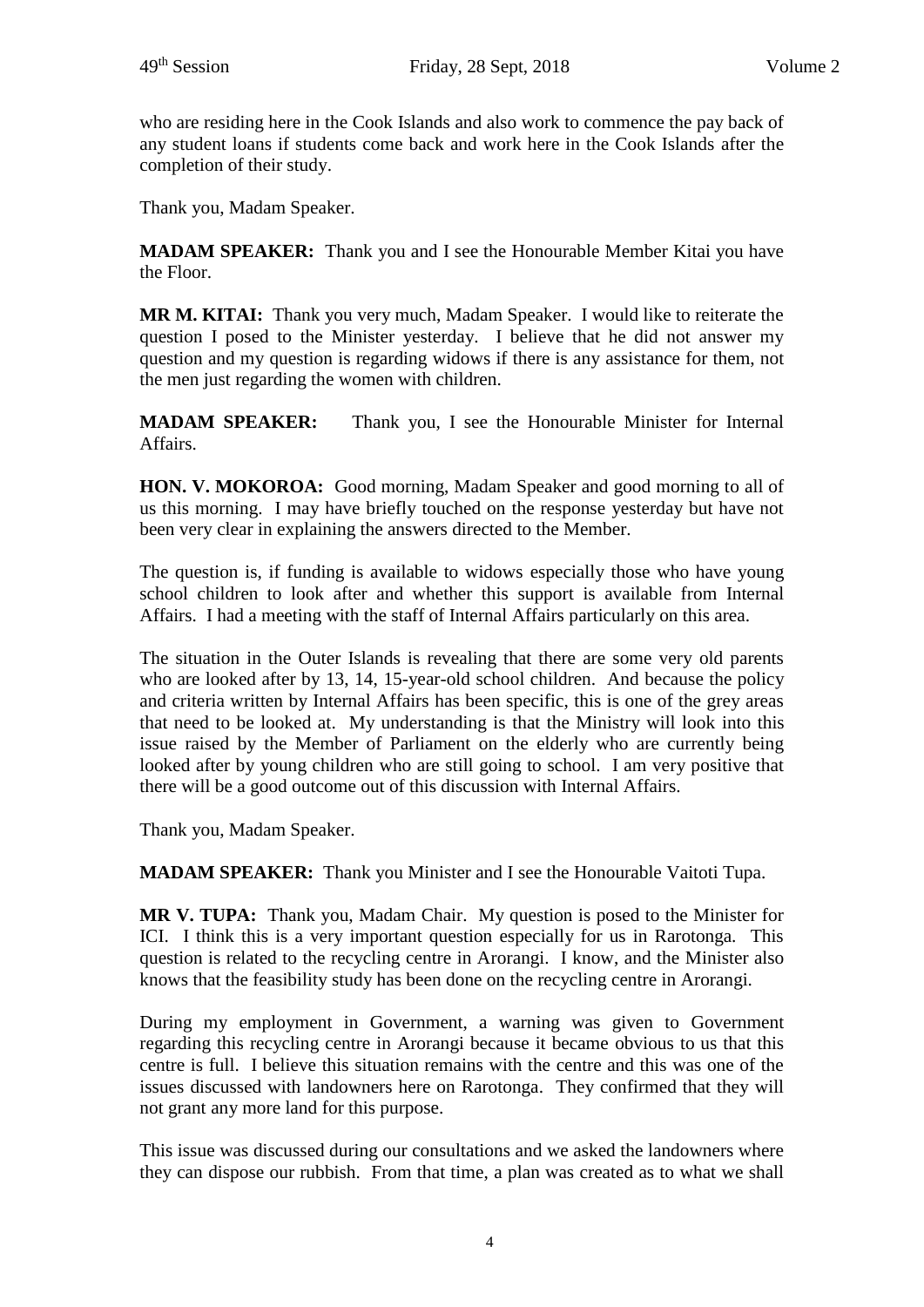who are residing here in the Cook Islands and also work to commence the pay back of any student loans if students come back and work here in the Cook Islands after the completion of their study.

Thank you, Madam Speaker.

**MADAM SPEAKER:** Thank you and I see the Honourable Member Kitai you have the Floor.

**MR M. KITAI:** Thank you very much, Madam Speaker. I would like to reiterate the question I posed to the Minister yesterday. I believe that he did not answer my question and my question is regarding widows if there is any assistance for them, not the men just regarding the women with children.

**MADAM SPEAKER:** Thank you, I see the Honourable Minister for Internal Affairs.

**HON. V. MOKOROA:** Good morning, Madam Speaker and good morning to all of us this morning. I may have briefly touched on the response yesterday but have not been very clear in explaining the answers directed to the Member.

The question is, if funding is available to widows especially those who have young school children to look after and whether this support is available from Internal Affairs. I had a meeting with the staff of Internal Affairs particularly on this area.

The situation in the Outer Islands is revealing that there are some very old parents who are looked after by 13, 14, 15-year-old school children. And because the policy and criteria written by Internal Affairs has been specific, this is one of the grey areas that need to be looked at. My understanding is that the Ministry will look into this issue raised by the Member of Parliament on the elderly who are currently being looked after by young children who are still going to school. I am very positive that there will be a good outcome out of this discussion with Internal Affairs.

Thank you, Madam Speaker.

**MADAM SPEAKER:** Thank you Minister and I see the Honourable Vaitoti Tupa.

**MR V. TUPA:** Thank you, Madam Chair. My question is posed to the Minister for ICI. I think this is a very important question especially for us in Rarotonga. This question is related to the recycling centre in Arorangi. I know, and the Minister also knows that the feasibility study has been done on the recycling centre in Arorangi.

During my employment in Government, a warning was given to Government regarding this recycling centre in Arorangi because it became obvious to us that this centre is full. I believe this situation remains with the centre and this was one of the issues discussed with landowners here on Rarotonga. They confirmed that they will not grant any more land for this purpose.

This issue was discussed during our consultations and we asked the landowners where they can dispose our rubbish. From that time, a plan was created as to what we shall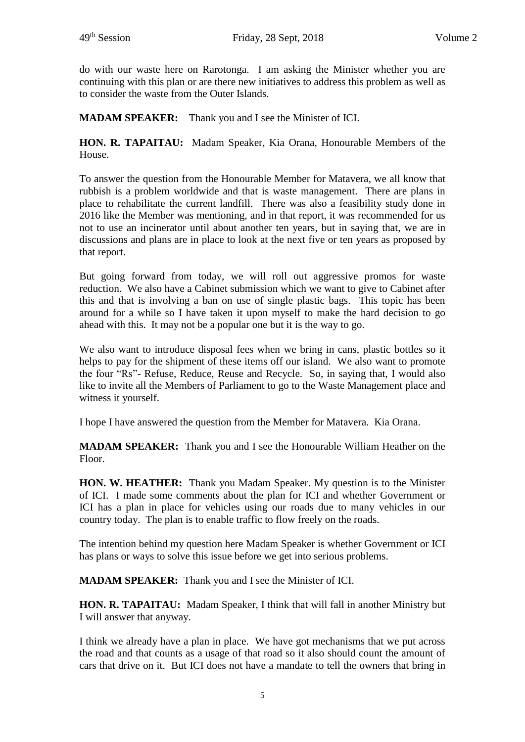do with our waste here on Rarotonga. I am asking the Minister whether you are continuing with this plan or are there new initiatives to address this problem as well as to consider the waste from the Outer Islands.

**MADAM SPEAKER:** Thank you and I see the Minister of ICI.

**HON. R. TAPAITAU:** Madam Speaker, Kia Orana, Honourable Members of the House.

To answer the question from the Honourable Member for Matavera, we all know that rubbish is a problem worldwide and that is waste management. There are plans in place to rehabilitate the current landfill. There was also a feasibility study done in 2016 like the Member was mentioning, and in that report, it was recommended for us not to use an incinerator until about another ten years, but in saying that, we are in discussions and plans are in place to look at the next five or ten years as proposed by that report.

But going forward from today, we will roll out aggressive promos for waste reduction. We also have a Cabinet submission which we want to give to Cabinet after this and that is involving a ban on use of single plastic bags. This topic has been around for a while so I have taken it upon myself to make the hard decision to go ahead with this. It may not be a popular one but it is the way to go.

We also want to introduce disposal fees when we bring in cans, plastic bottles so it helps to pay for the shipment of these items off our island. We also want to promote the four "Rs"- Refuse, Reduce, Reuse and Recycle. So, in saying that, I would also like to invite all the Members of Parliament to go to the Waste Management place and witness it yourself.

I hope I have answered the question from the Member for Matavera. Kia Orana.

**MADAM SPEAKER:** Thank you and I see the Honourable William Heather on the Floor.

**HON. W. HEATHER:** Thank you Madam Speaker. My question is to the Minister of ICI. I made some comments about the plan for ICI and whether Government or ICI has a plan in place for vehicles using our roads due to many vehicles in our country today. The plan is to enable traffic to flow freely on the roads.

The intention behind my question here Madam Speaker is whether Government or ICI has plans or ways to solve this issue before we get into serious problems.

**MADAM SPEAKER:** Thank you and I see the Minister of ICI.

**HON. R. TAPAITAU:** Madam Speaker, I think that will fall in another Ministry but I will answer that anyway.

I think we already have a plan in place. We have got mechanisms that we put across the road and that counts as a usage of that road so it also should count the amount of cars that drive on it. But ICI does not have a mandate to tell the owners that bring in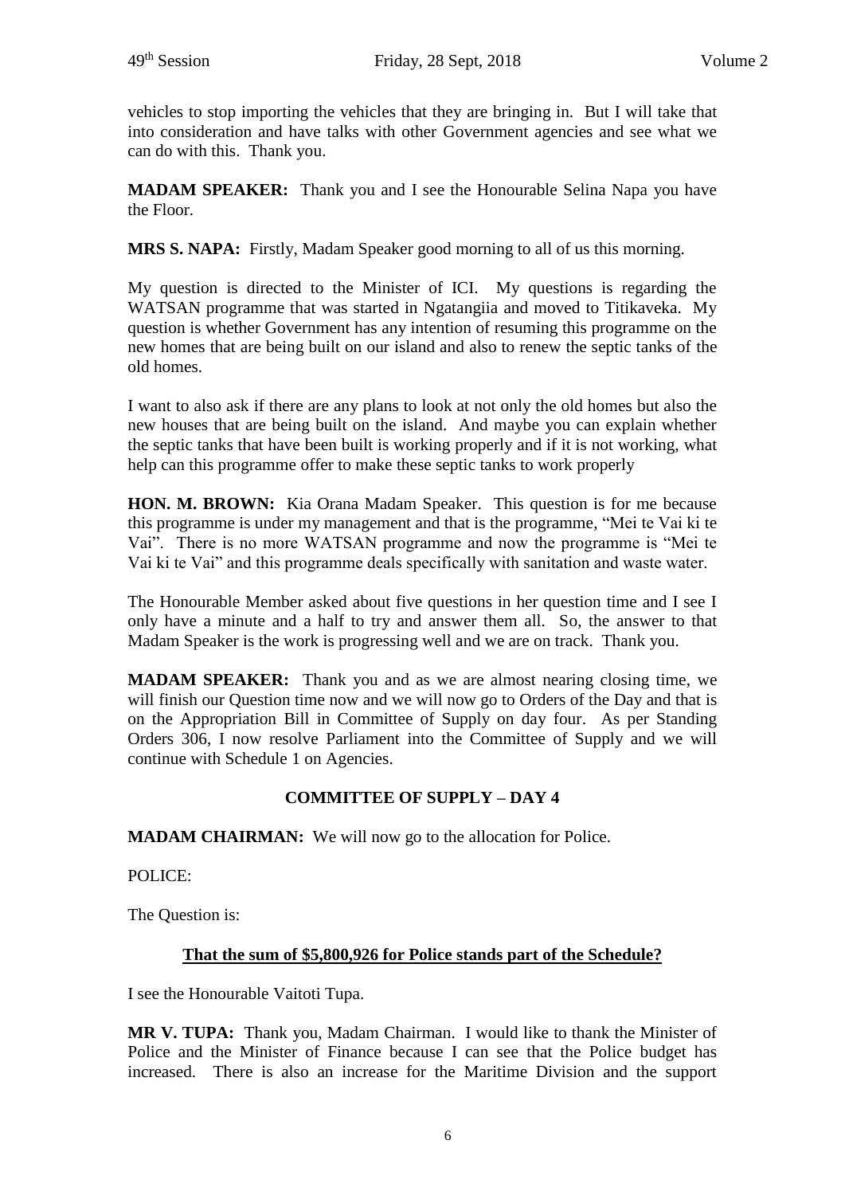vehicles to stop importing the vehicles that they are bringing in. But I will take that into consideration and have talks with other Government agencies and see what we can do with this. Thank you.

**MADAM SPEAKER:** Thank you and I see the Honourable Selina Napa you have the Floor.

**MRS S. NAPA:** Firstly, Madam Speaker good morning to all of us this morning.

My question is directed to the Minister of ICI. My questions is regarding the WATSAN programme that was started in Ngatangiia and moved to Titikaveka. My question is whether Government has any intention of resuming this programme on the new homes that are being built on our island and also to renew the septic tanks of the old homes.

I want to also ask if there are any plans to look at not only the old homes but also the new houses that are being built on the island. And maybe you can explain whether the septic tanks that have been built is working properly and if it is not working, what help can this programme offer to make these septic tanks to work properly

**HON. M. BROWN:** Kia Orana Madam Speaker. This question is for me because this programme is under my management and that is the programme, "Mei te Vai ki te Vai". There is no more WATSAN programme and now the programme is "Mei te Vai ki te Vai" and this programme deals specifically with sanitation and waste water.

The Honourable Member asked about five questions in her question time and I see I only have a minute and a half to try and answer them all. So, the answer to that Madam Speaker is the work is progressing well and we are on track. Thank you.

**MADAM SPEAKER:** Thank you and as we are almost nearing closing time, we will finish our Question time now and we will now go to Orders of the Day and that is on the Appropriation Bill in Committee of Supply on day four. As per Standing Orders 306, I now resolve Parliament into the Committee of Supply and we will continue with Schedule 1 on Agencies.

## COMMITTEE OF SUPPLY – DAY 4

**MADAM CHAIRMAN:** We will now go to the allocation for Police.

POLICE:

The Question is:

**That the sum of $5,800,926 for Police stands part of the Schedule?**

I see the Honourable Vaitoti Tupa.

**MR V. TUPA:** Thank you, Madam Chairman. I would like to thank the Minister of Police and the Minister of Finance because I can see that the Police budget has increased. There is also an increase for the Maritime Division and the support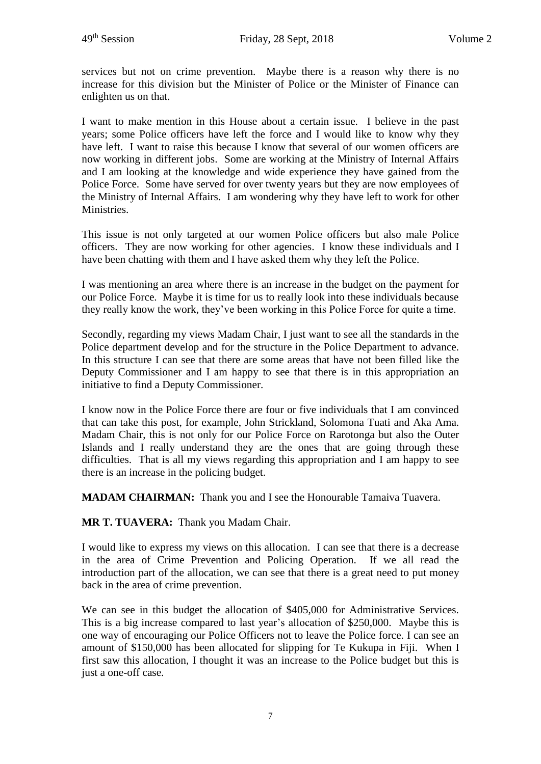services but not on crime prevention. Maybe there is a reason why there is no increase for this division but the Minister of Police or the Minister of Finance can enlighten us on that.

I want to make mention in this House about a certain issue. I believe in the past years; some Police officers have left the force and I would like to know why they have left. I want to raise this because I know that several of our women officers are now working in different jobs. Some are working at the Ministry of Internal Affairs and I am looking at the knowledge and wide experience they have gained from the Police Force. Some have served for over twenty years but they are now employees of the Ministry of Internal Affairs. I am wondering why they have left to work for other Ministries.

This issue is not only targeted at our women Police officers but also male Police officers. They are now working for other agencies. I know these individuals and I have been chatting with them and I have asked them why they left the Police.

I was mentioning an area where there is an increase in the budget on the payment for our Police Force. Maybe it is time for us to really look into these individuals because they really know the work, they've been working in this Police Force for quite a time.

Secondly, regarding my views Madam Chair, I just want to see all the standards in the Police department develop and for the structure in the Police Department to advance. In this structure I can see that there are some areas that have not been filled like the Deputy Commissioner and I am happy to see that there is in this appropriation an initiative to find a Deputy Commissioner.

I know now in the Police Force there are four or five individuals that I am convinced that can take this post, for example, John Strickland, Solomona Tuati and Aka Ama. Madam Chair, this is not only for our Police Force on Rarotonga but also the Outer Islands and I really understand they are the ones that are going through these difficulties. That is all my views regarding this appropriation and I am happy to see there is an increase in the policing budget.

**MADAM CHAIRMAN:** Thank you and I see the Honourable Tamaiva Tuavera.

**MR T. TUAVERA:** Thank you Madam Chair.

I would like to express my views on this allocation. I can see that there is a decrease in the area of Crime Prevention and Policing Operation. If we all read the introduction part of the allocation, we can see that there is a great need to put money back in the area of crime prevention.

We can see in this budget the allocation of $405,000 for Administrative Services. This is a big increase compared to last year's allocation of $250,000. Maybe this is one way of encouraging our Police Officers not to leave the Police force. I can see an amount of $150,000 has been allocated for slipping for Te Kukupa in Fiji. When I first saw this allocation, I thought it was an increase to the Police budget but this is just a one-off case.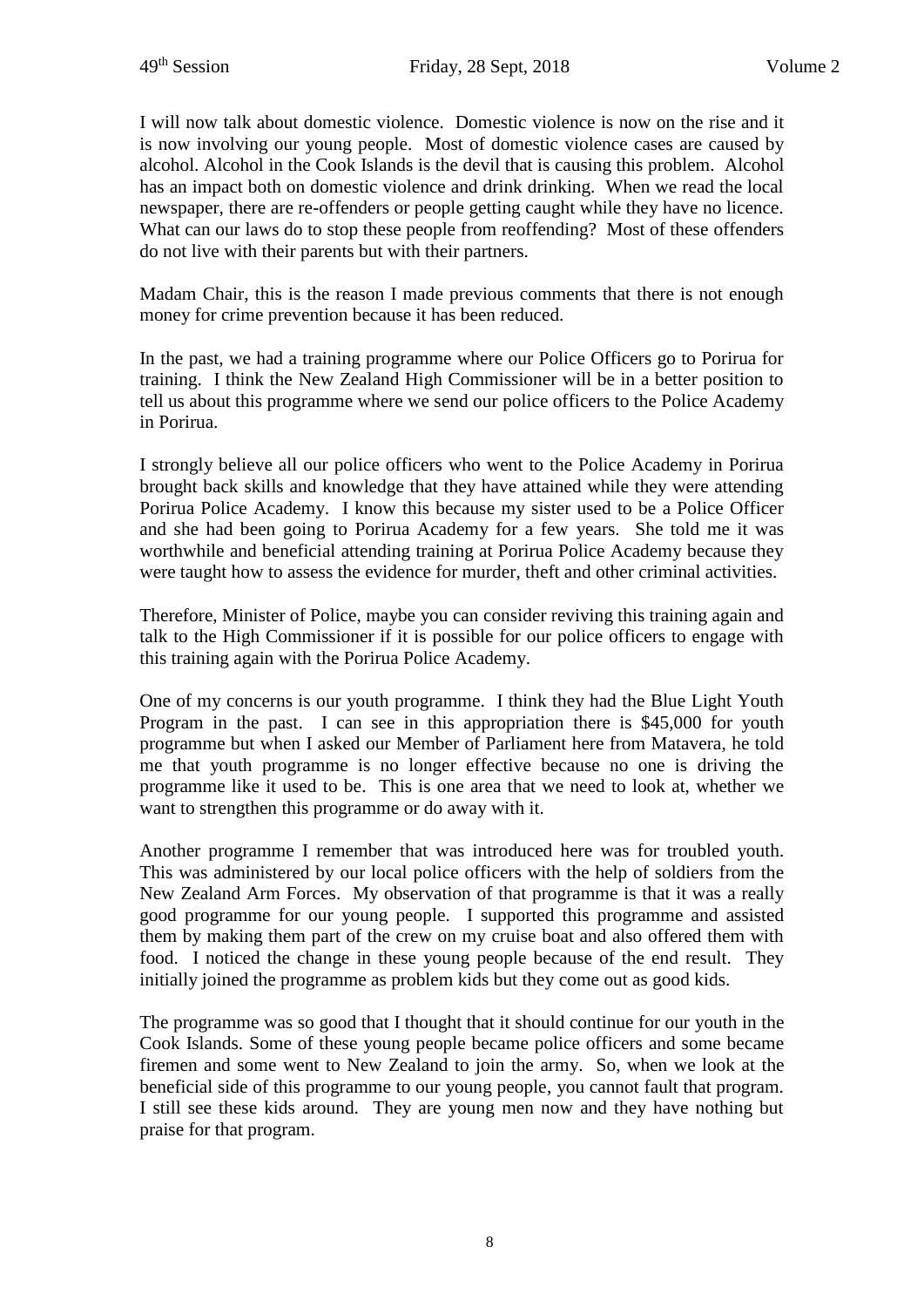I will now talk about domestic violence. Domestic violence is now on the rise and it is now involving our young people. Most of domestic violence cases are caused by alcohol. Alcohol in the Cook Islands is the devil that is causing this problem. Alcohol has an impact both on domestic violence and drink drinking. When we read the local newspaper, there are re-offenders or people getting caught while they have no licence. What can our laws do to stop these people from reoffending? Most of these offenders do not live with their parents but with their partners.

Madam Chair, this is the reason I made previous comments that there is not enough money for crime prevention because it has been reduced.

In the past, we had a training programme where our Police Officers go to Porirua for training. I think the New Zealand High Commissioner will be in a better position to tell us about this programme where we send our police officers to the Police Academy in Porirua.

I strongly believe all our police officers who went to the Police Academy in Porirua brought back skills and knowledge that they have attained while they were attending Porirua Police Academy. I know this because my sister used to be a Police Officer and she had been going to Porirua Academy for a few years. She told me it was worthwhile and beneficial attending training at Porirua Police Academy because they were taught how to assess the evidence for murder, theft and other criminal activities.

Therefore, Minister of Police, maybe you can consider reviving this training again and talk to the High Commissioner if it is possible for our police officers to engage with this training again with the Porirua Police Academy.

One of my concerns is our youth programme. I think they had the Blue Light Youth Program in the past. I can see in this appropriation there is $45,000 for youth programme but when I asked our Member of Parliament here from Matavera, he told me that youth programme is no longer effective because no one is driving the programme like it used to be. This is one area that we need to look at, whether we want to strengthen this programme or do away with it.

Another programme I remember that was introduced here was for troubled youth. This was administered by our local police officers with the help of soldiers from the New Zealand Arm Forces. My observation of that programme is that it was a really good programme for our young people. I supported this programme and assisted them by making them part of the crew on my cruise boat and also offered them with food. I noticed the change in these young people because of the end result. They initially joined the programme as problem kids but they come out as good kids.

The programme was so good that I thought that it should continue for our youth in the Cook Islands. Some of these young people became police officers and some became firemen and some went to New Zealand to join the army. So, when we look at the beneficial side of this programme to our young people, you cannot fault that program. I still see these kids around. They are young men now and they have nothing but praise for that program.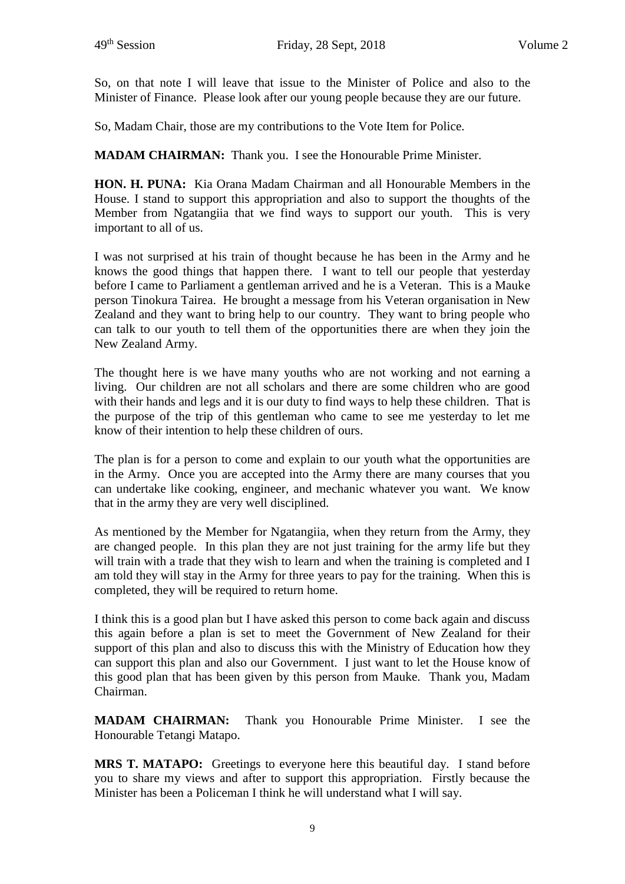So, on that note I will leave that issue to the Minister of Police and also to the Minister of Finance. Please look after our young people because they are our future.

So, Madam Chair, those are my contributions to the Vote Item for Police.

**MADAM CHAIRMAN:** Thank you. I see the Honourable Prime Minister.

**HON. H. PUNA:** Kia Orana Madam Chairman and all Honourable Members in the House. I stand to support this appropriation and also to support the thoughts of the Member from Ngatangiia that we find ways to support our youth. This is very important to all of us.

I was not surprised at his train of thought because he has been in the Army and he knows the good things that happen there. I want to tell our people that yesterday before I came to Parliament a gentleman arrived and he is a Veteran. This is a Mauke person Tinokura Tairea. He brought a message from his Veteran organisation in New Zealand and they want to bring help to our country. They want to bring people who can talk to our youth to tell them of the opportunities there are when they join the New Zealand Army.

The thought here is we have many youths who are not working and not earning a living. Our children are not all scholars and there are some children who are good with their hands and legs and it is our duty to find ways to help these children. That is the purpose of the trip of this gentleman who came to see me yesterday to let me know of their intention to help these children of ours.

The plan is for a person to come and explain to our youth what the opportunities are in the Army. Once you are accepted into the Army there are many courses that you can undertake like cooking, engineer, and mechanic whatever you want. We know that in the army they are very well disciplined.

As mentioned by the Member for Ngatangiia, when they return from the Army, they are changed people. In this plan they are not just training for the army life but they will train with a trade that they wish to learn and when the training is completed and I am told they will stay in the Army for three years to pay for the training. When this is completed, they will be required to return home.

I think this is a good plan but I have asked this person to come back again and discuss this again before a plan is set to meet the Government of New Zealand for their support of this plan and also to discuss this with the Ministry of Education how they can support this plan and also our Government. I just want to let the House know of this good plan that has been given by this person from Mauke. Thank you, Madam Chairman.

**MADAM CHAIRMAN:** Thank you Honourable Prime Minister. I see the Honourable Tetangi Matapo.

**MRS T. MATAPO:** Greetings to everyone here this beautiful day. I stand before you to share my views and after to support this appropriation. Firstly because the Minister has been a Policeman I think he will understand what I will say.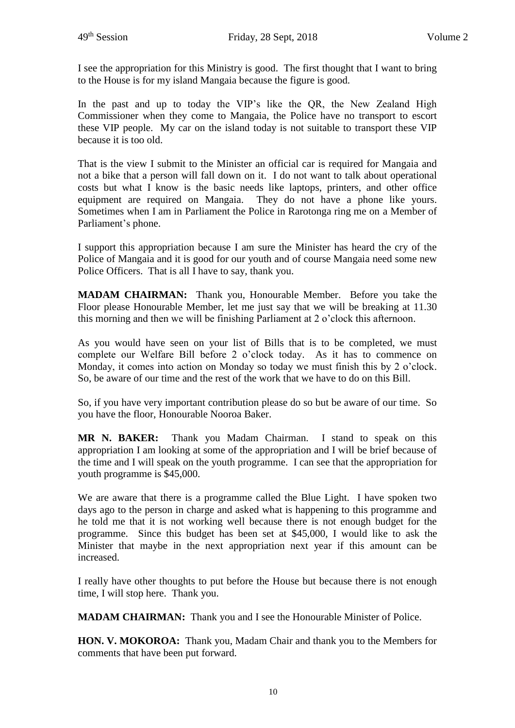I see the appropriation for this Ministry is good. The first thought that I want to bring to the House is for my island Mangaia because the figure is good.

In the past and up to today the VIP's like the QR, the New Zealand High Commissioner when they come to Mangaia, the Police have no transport to escort these VIP people. My car on the island today is not suitable to transport these VIP because it is too old.

That is the view I submit to the Minister an official car is required for Mangaia and not a bike that a person will fall down on it. I do not want to talk about operational costs but what I know is the basic needs like laptops, printers, and other office equipment are required on Mangaia. They do not have a phone like yours. Sometimes when I am in Parliament the Police in Rarotonga ring me on a Member of Parliament's phone.

I support this appropriation because I am sure the Minister has heard the cry of the Police of Mangaia and it is good for our youth and of course Mangaia need some new Police Officers. That is all I have to say, thank you.

**MADAM CHAIRMAN:** Thank you, Honourable Member. Before you take the Floor please Honourable Member, let me just say that we will be breaking at 11.30 this morning and then we will be finishing Parliament at 2 o'clock this afternoon.

As you would have seen on your list of Bills that is to be completed, we must complete our Welfare Bill before 2 o'clock today. As it has to commence on Monday, it comes into action on Monday so today we must finish this by 2 o'clock. So, be aware of our time and the rest of the work that we have to do on this Bill.

So, if you have very important contribution please do so but be aware of our time. So you have the floor, Honourable Nooroa Baker.

**MR N. BAKER:** Thank you Madam Chairman. I stand to speak on this appropriation I am looking at some of the appropriation and I will be brief because of the time and I will speak on the youth programme. I can see that the appropriation for youth programme is $45,000.

We are aware that there is a programme called the Blue Light. I have spoken two days ago to the person in charge and asked what is happening to this programme and he told me that it is not working well because there is not enough budget for the programme. Since this budget has been set at $45,000, I would like to ask the Minister that maybe in the next appropriation next year if this amount can be increased.

I really have other thoughts to put before the House but because there is not enough time, I will stop here. Thank you.

**MADAM CHAIRMAN:** Thank you and I see the Honourable Minister of Police.

**HON. V. MOKOROA:** Thank you, Madam Chair and thank you to the Members for comments that have been put forward.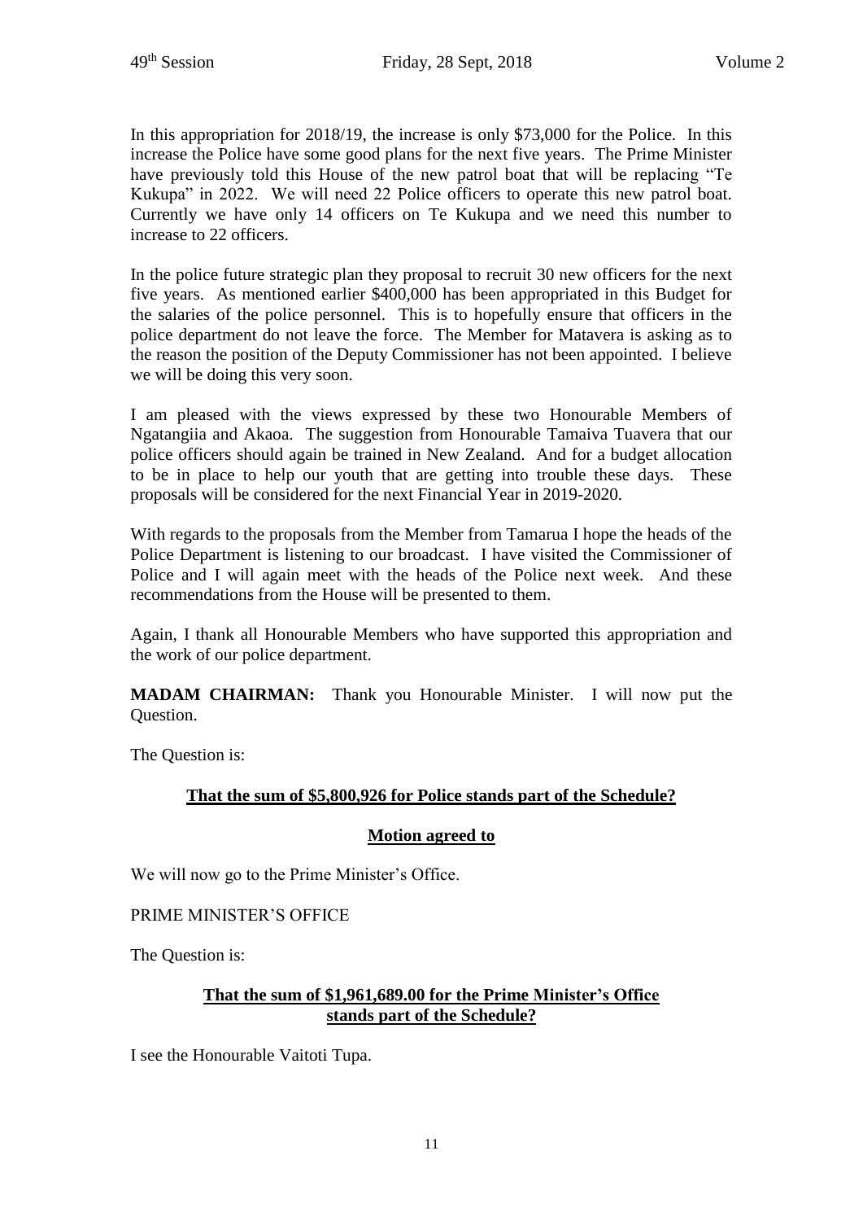In this appropriation for 2018/19, the increase is only $73,000 for the Police. In this increase the Police have some good plans for the next five years. The Prime Minister have previously told this House of the new patrol boat that will be replacing "Te Kukupa" in 2022. We will need 22 Police officers to operate this new patrol boat. Currently we have only 14 officers on Te Kukupa and we need this number to increase to 22 officers.

In the police future strategic plan they proposal to recruit 30 new officers for the next five years. As mentioned earlier $400,000 has been appropriated in this Budget for the salaries of the police personnel. This is to hopefully ensure that officers in the police department do not leave the force. The Member for Matavera is asking as to the reason the position of the Deputy Commissioner has not been appointed. I believe we will be doing this very soon.

I am pleased with the views expressed by these two Honourable Members of Ngatangiia and Akaoa. The suggestion from Honourable Tamaiva Tuavera that our police officers should again be trained in New Zealand. And for a budget allocation to be in place to help our youth that are getting into trouble these days. These proposals will be considered for the next Financial Year in 2019-2020.

With regards to the proposals from the Member from Tamarua I hope the heads of the Police Department is listening to our broadcast. I have visited the Commissioner of Police and I will again meet with the heads of the Police next week. And these recommendations from the House will be presented to them.

Again, I thank all Honourable Members who have supported this appropriation and the work of our police department.

**MADAM CHAIRMAN:** Thank you Honourable Minister. I will now put the Question.

The Question is:

**That the sum of $5,800,926 for Police stands part of the Schedule?**

**Motion agreed to**

We will now go to the Prime Minister's Office.

PRIME MINISTER'S OFFICE

The Question is:

**That the sum of $1,961,689.00 for the Prime Minister's Office stands part of the Schedule?**

I see the Honourable Vaitoti Tupa.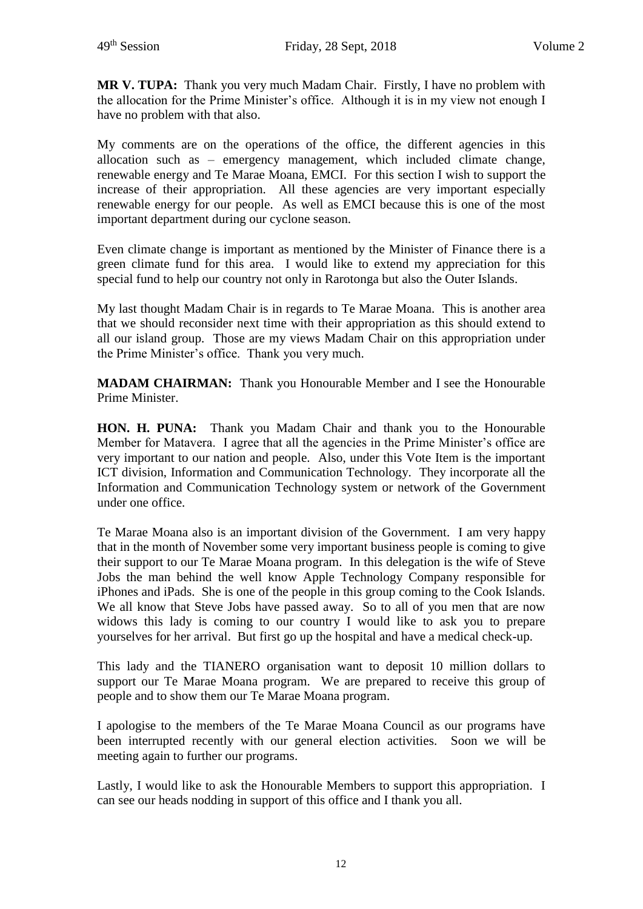**MR V. TUPA:** Thank you very much Madam Chair. Firstly, I have no problem with the allocation for the Prime Minister's office. Although it is in my view not enough I have no problem with that also.

My comments are on the operations of the office, the different agencies in this allocation such as – emergency management, which included climate change, renewable energy and Te Marae Moana, EMCI. For this section I wish to support the increase of their appropriation. All these agencies are very important especially renewable energy for our people. As well as EMCI because this is one of the most important department during our cyclone season.

Even climate change is important as mentioned by the Minister of Finance there is a green climate fund for this area. I would like to extend my appreciation for this special fund to help our country not only in Rarotonga but also the Outer Islands.

My last thought Madam Chair is in regards to Te Marae Moana. This is another area that we should reconsider next time with their appropriation as this should extend to all our island group. Those are my views Madam Chair on this appropriation under the Prime Minister's office. Thank you very much.

**MADAM CHAIRMAN:** Thank you Honourable Member and I see the Honourable Prime Minister.

**HON. H. PUNA:** Thank you Madam Chair and thank you to the Honourable Member for Matavera. I agree that all the agencies in the Prime Minister's office are very important to our nation and people. Also, under this Vote Item is the important ICT division, Information and Communication Technology. They incorporate all the Information and Communication Technology system or network of the Government under one office.

Te Marae Moana also is an important division of the Government. I am very happy that in the month of November some very important business people is coming to give their support to our Te Marae Moana program. In this delegation is the wife of Steve Jobs the man behind the well know Apple Technology Company responsible for iPhones and iPads. She is one of the people in this group coming to the Cook Islands. We all know that Steve Jobs have passed away. So to all of you men that are now widows this lady is coming to our country I would like to ask you to prepare yourselves for her arrival. But first go up the hospital and have a medical check-up.

This lady and the TIANERO organisation want to deposit 10 million dollars to support our Te Marae Moana program. We are prepared to receive this group of people and to show them our Te Marae Moana program.

I apologise to the members of the Te Marae Moana Council as our programs have been interrupted recently with our general election activities. Soon we will be meeting again to further our programs.

Lastly, I would like to ask the Honourable Members to support this appropriation. I can see our heads nodding in support of this office and I thank you all.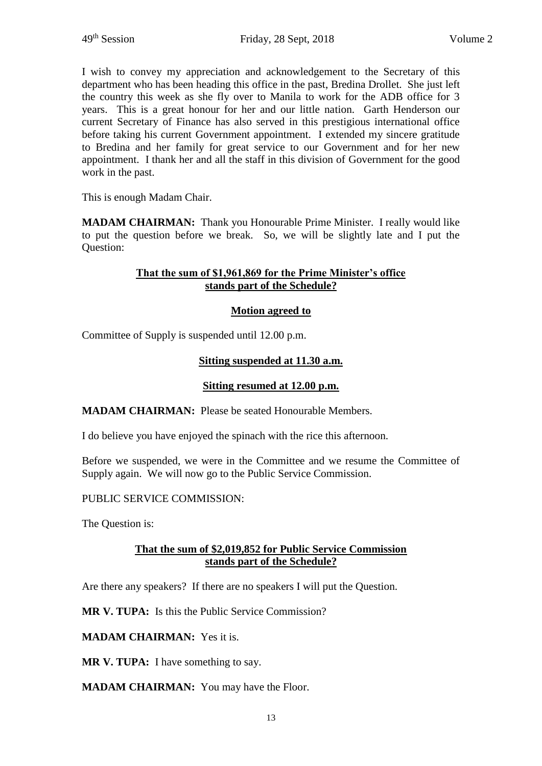I wish to convey my appreciation and acknowledgement to the Secretary of this department who has been heading this office in the past, Bredina Drollet. She just left the country this week as she fly over to Manila to work for the ADB office for 3 years. This is a great honour for her and our little nation. Garth Henderson our current Secretary of Finance has also served in this prestigious international office before taking his current Government appointment. I extended my sincere gratitude to Bredina and her family for great service to our Government and for her new appointment. I thank her and all the staff in this division of Government for the good work in the past.

This is enough Madam Chair.

**MADAM CHAIRMAN:** Thank you Honourable Prime Minister. I really would like to put the question before we break. So, we will be slightly late and I put the Question:

**That the sum of $1,961,869 for the Prime Minister's office stands part of the Schedule?**

**Motion agreed to**

Committee of Supply is suspended until 12.00 p.m.

**Sitting suspended at 11.30 a.m.**

**Sitting resumed at 12.00 p.m.**

**MADAM CHAIRMAN:** Please be seated Honourable Members.

I do believe you have enjoyed the spinach with the rice this afternoon.

Before we suspended, we were in the Committee and we resume the Committee of Supply again. We will now go to the Public Service Commission.

PUBLIC SERVICE COMMISSION:

The Question is:

**That the sum of $2,019,852 for Public Service Commission stands part of the Schedule?**

Are there any speakers? If there are no speakers I will put the Question.

**MR V. TUPA:** Is this the Public Service Commission?

**MADAM CHAIRMAN:** Yes it is.

**MR V. TUPA:** I have something to say.

**MADAM CHAIRMAN:** You may have the Floor.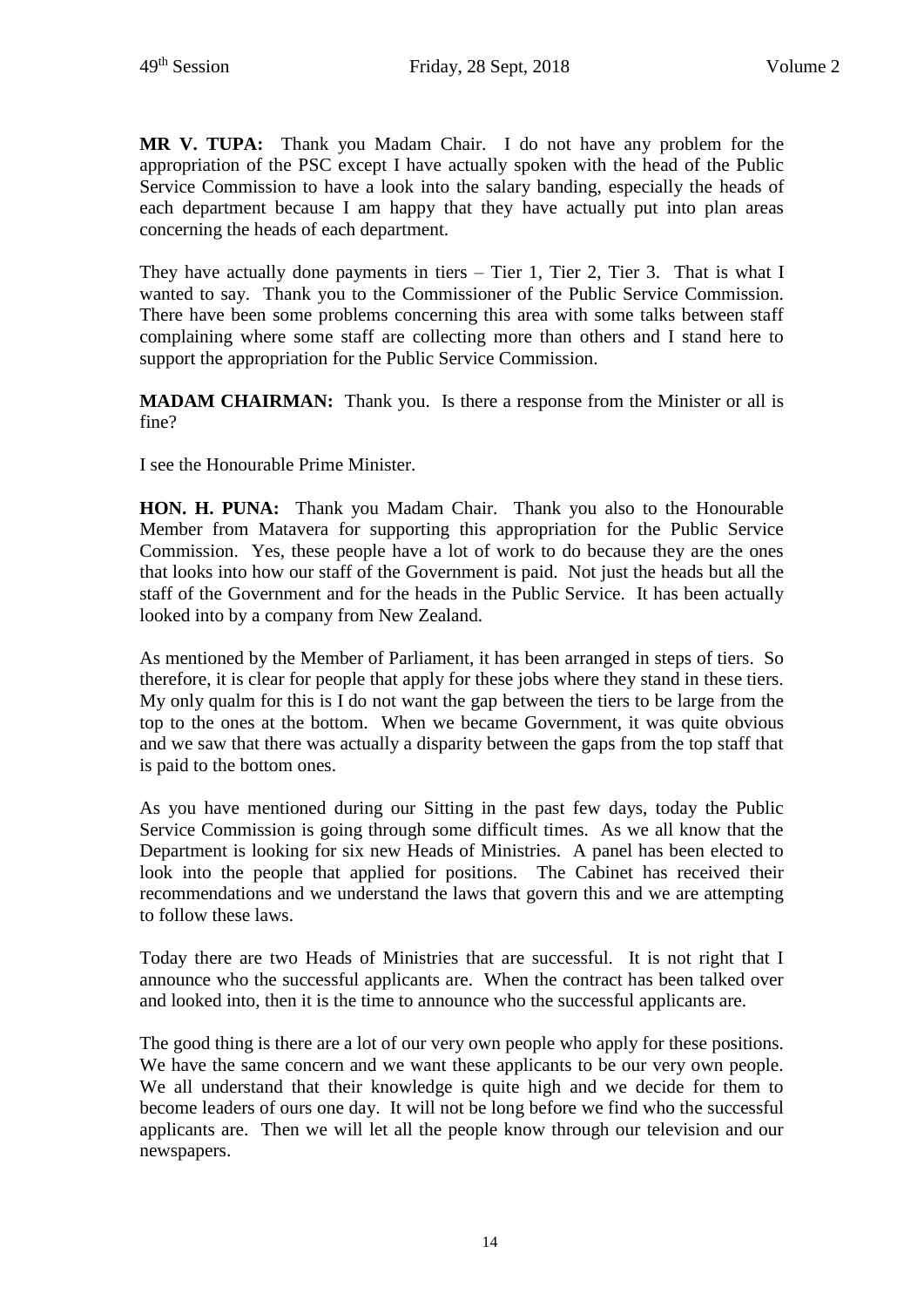**MR V. TUPA:** Thank you Madam Chair. I do not have any problem for the appropriation of the PSC except I have actually spoken with the head of the Public Service Commission to have a look into the salary banding, especially the heads of each department because I am happy that they have actually put into plan areas concerning the heads of each department.

They have actually done payments in tiers – Tier 1, Tier 2, Tier 3. That is what I wanted to say. Thank you to the Commissioner of the Public Service Commission. There have been some problems concerning this area with some talks between staff complaining where some staff are collecting more than others and I stand here to support the appropriation for the Public Service Commission.

**MADAM CHAIRMAN:** Thank you. Is there a response from the Minister or all is fine?

I see the Honourable Prime Minister.

**HON. H. PUNA:** Thank you Madam Chair. Thank you also to the Honourable Member from Matavera for supporting this appropriation for the Public Service Commission. Yes, these people have a lot of work to do because they are the ones that looks into how our staff of the Government is paid. Not just the heads but all the staff of the Government and for the heads in the Public Service. It has been actually looked into by a company from New Zealand.

As mentioned by the Member of Parliament, it has been arranged in steps of tiers. So therefore, it is clear for people that apply for these jobs where they stand in these tiers. My only qualm for this is I do not want the gap between the tiers to be large from the top to the ones at the bottom. When we became Government, it was quite obvious and we saw that there was actually a disparity between the gaps from the top staff that is paid to the bottom ones.

As you have mentioned during our Sitting in the past few days, today the Public Service Commission is going through some difficult times. As we all know that the Department is looking for six new Heads of Ministries. A panel has been elected to look into the people that applied for positions. The Cabinet has received their recommendations and we understand the laws that govern this and we are attempting to follow these laws.

Today there are two Heads of Ministries that are successful. It is not right that I announce who the successful applicants are. When the contract has been talked over and looked into, then it is the time to announce who the successful applicants are.

The good thing is there are a lot of our very own people who apply for these positions. We have the same concern and we want these applicants to be our very own people. We all understand that their knowledge is quite high and we decide for them to become leaders of ours one day. It will not be long before we find who the successful applicants are. Then we will let all the people know through our television and our newspapers.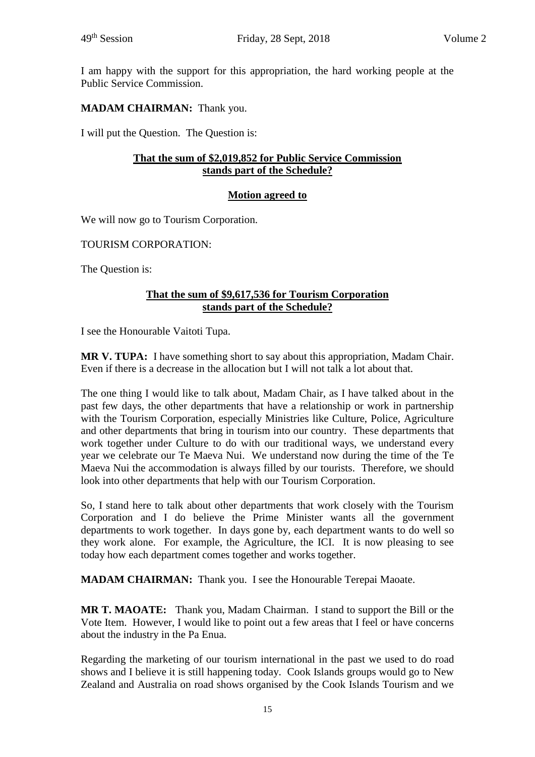I am happy with the support for this appropriation, the hard working people at the Public Service Commission.

**MADAM CHAIRMAN:** Thank you.

I will put the Question. The Question is:

**That the sum of $2,019,852 for Public Service Commission stands part of the Schedule?**

**Motion agreed to**

We will now go to Tourism Corporation.

TOURISM CORPORATION:

The Question is:

**That the sum of $9,617,536 for Tourism Corporation stands part of the Schedule?**

I see the Honourable Vaitoti Tupa.

**MR V. TUPA:** I have something short to say about this appropriation, Madam Chair. Even if there is a decrease in the allocation but I will not talk a lot about that.

The one thing I would like to talk about, Madam Chair, as I have talked about in the past few days, the other departments that have a relationship or work in partnership with the Tourism Corporation, especially Ministries like Culture, Police, Agriculture and other departments that bring in tourism into our country. These departments that work together under Culture to do with our traditional ways, we understand every year we celebrate our Te Maeva Nui. We understand now during the time of the Te Maeva Nui the accommodation is always filled by our tourists. Therefore, we should look into other departments that help with our Tourism Corporation.

So, I stand here to talk about other departments that work closely with the Tourism Corporation and I do believe the Prime Minister wants all the government departments to work together. In days gone by, each department wants to do well so they work alone. For example, the Agriculture, the ICI. It is now pleasing to see today how each department comes together and works together.

**MADAM CHAIRMAN:** Thank you. I see the Honourable Terepai Maoate.

**MR T. MAOATE:** Thank you, Madam Chairman. I stand to support the Bill or the Vote Item. However, I would like to point out a few areas that I feel or have concerns about the industry in the Pa Enua.

Regarding the marketing of our tourism international in the past we used to do road shows and I believe it is still happening today. Cook Islands groups would go to New Zealand and Australia on road shows organised by the Cook Islands Tourism and we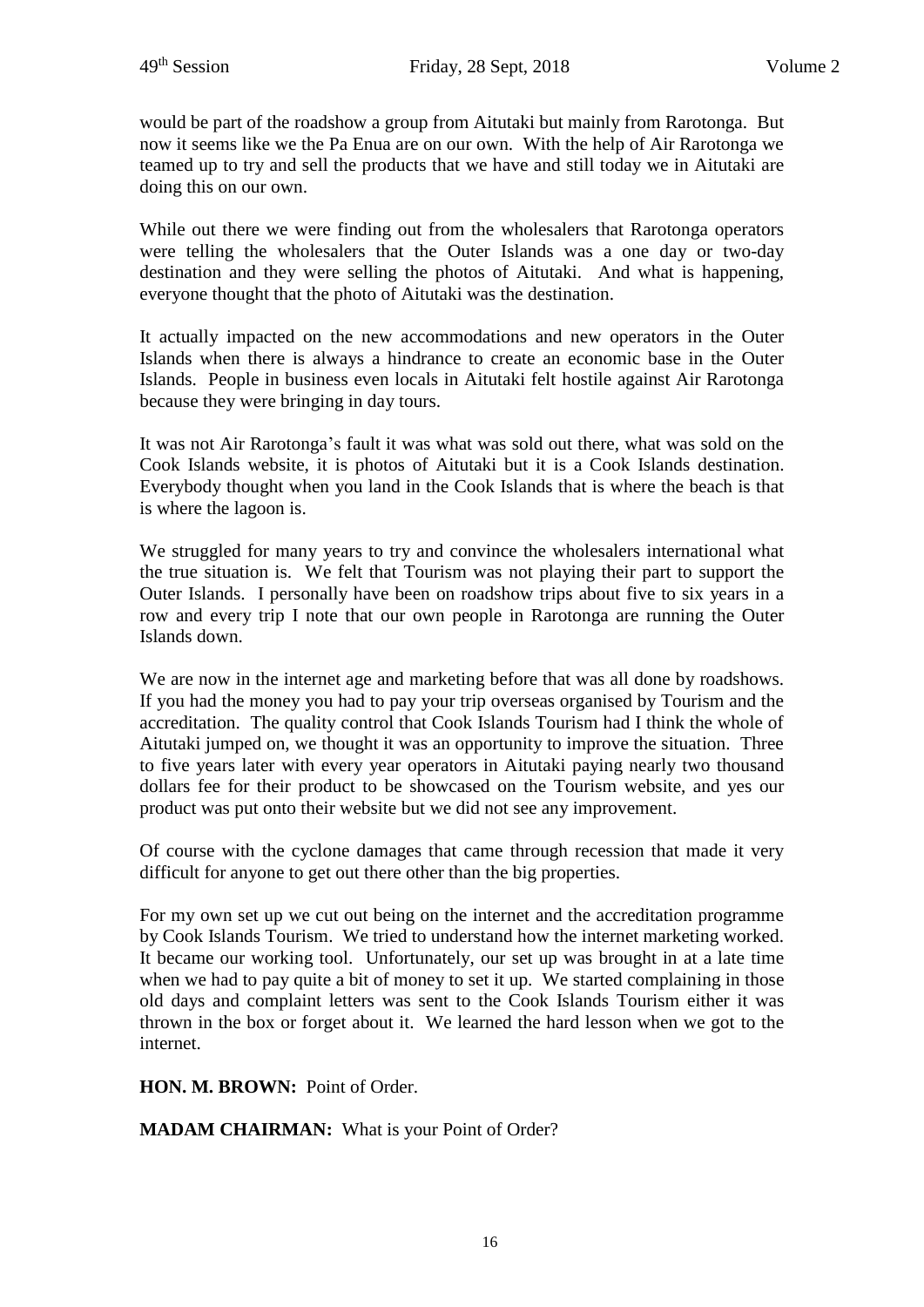would be part of the roadshow a group from Aitutaki but mainly from Rarotonga. But now it seems like we the Pa Enua are on our own. With the help of Air Rarotonga we teamed up to try and sell the products that we have and still today we in Aitutaki are doing this on our own.

While out there we were finding out from the wholesalers that Rarotonga operators were telling the wholesalers that the Outer Islands was a one day or two-day destination and they were selling the photos of Aitutaki. And what is happening, everyone thought that the photo of Aitutaki was the destination.

It actually impacted on the new accommodations and new operators in the Outer Islands when there is always a hindrance to create an economic base in the Outer Islands. People in business even locals in Aitutaki felt hostile against Air Rarotonga because they were bringing in day tours.

It was not Air Rarotonga's fault it was what was sold out there, what was sold on the Cook Islands website, it is photos of Aitutaki but it is a Cook Islands destination. Everybody thought when you land in the Cook Islands that is where the beach is that is where the lagoon is.

We struggled for many years to try and convince the wholesalers international what the true situation is. We felt that Tourism was not playing their part to support the Outer Islands. I personally have been on roadshow trips about five to six years in a row and every trip I note that our own people in Rarotonga are running the Outer Islands down.

We are now in the internet age and marketing before that was all done by roadshows. If you had the money you had to pay your trip overseas organised by Tourism and the accreditation. The quality control that Cook Islands Tourism had I think the whole of Aitutaki jumped on, we thought it was an opportunity to improve the situation. Three to five years later with every year operators in Aitutaki paying nearly two thousand dollars fee for their product to be showcased on the Tourism website, and yes our product was put onto their website but we did not see any improvement.

Of course with the cyclone damages that came through recession that made it very difficult for anyone to get out there other than the big properties.

For my own set up we cut out being on the internet and the accreditation programme by Cook Islands Tourism. We tried to understand how the internet marketing worked. It became our working tool. Unfortunately, our set up was brought in at a late time when we had to pay quite a bit of money to set it up. We started complaining in those old days and complaint letters was sent to the Cook Islands Tourism either it was thrown in the box or forget about it. We learned the hard lesson when we got to the internet.

**HON. M. BROWN:** Point of Order.

**MADAM CHAIRMAN:** What is your Point of Order?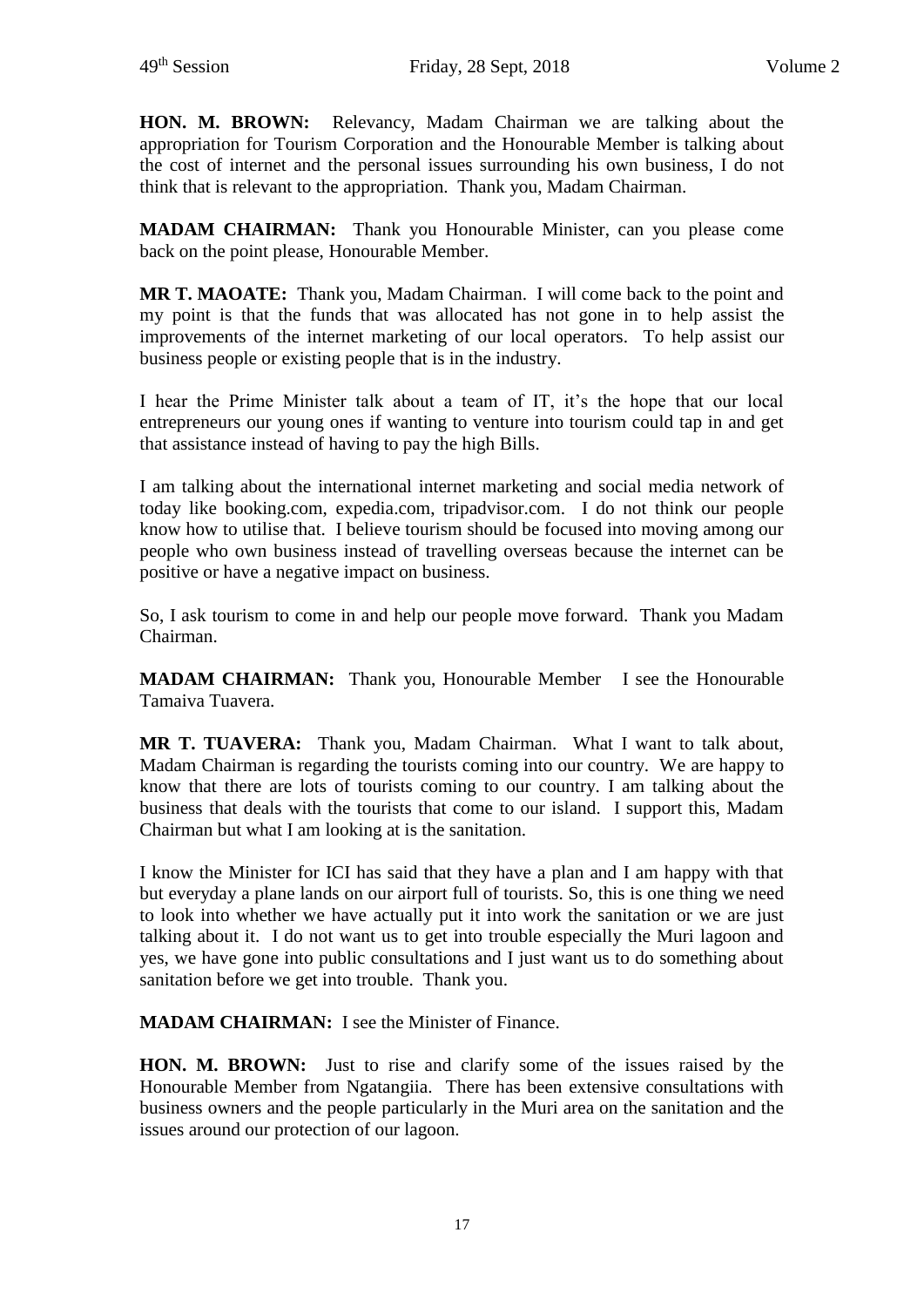**HON. M. BROWN:** Relevancy, Madam Chairman we are talking about the appropriation for Tourism Corporation and the Honourable Member is talking about the cost of internet and the personal issues surrounding his own business, I do not think that is relevant to the appropriation. Thank you, Madam Chairman.

**MADAM CHAIRMAN:** Thank you Honourable Minister, can you please come back on the point please, Honourable Member.

**MR T. MAOATE:** Thank you, Madam Chairman. I will come back to the point and my point is that the funds that was allocated has not gone in to help assist the improvements of the internet marketing of our local operators. To help assist our business people or existing people that is in the industry.

I hear the Prime Minister talk about a team of IT, it's the hope that our local entrepreneurs our young ones if wanting to venture into tourism could tap in and get that assistance instead of having to pay the high Bills.

I am talking about the international internet marketing and social media network of today like booking.com, expedia.com, tripadvisor.com. I do not think our people know how to utilise that. I believe tourism should be focused into moving among our people who own business instead of travelling overseas because the internet can be positive or have a negative impact on business.

So, I ask tourism to come in and help our people move forward. Thank you Madam Chairman.

**MADAM CHAIRMAN:** Thank you, Honourable Member I see the Honourable Tamaiva Tuavera.

**MR T. TUAVERA:** Thank you, Madam Chairman. What I want to talk about, Madam Chairman is regarding the tourists coming into our country. We are happy to know that there are lots of tourists coming to our country. I am talking about the business that deals with the tourists that come to our island. I support this, Madam Chairman but what I am looking at is the sanitation.

I know the Minister for ICI has said that they have a plan and I am happy with that but everyday a plane lands on our airport full of tourists. So, this is one thing we need to look into whether we have actually put it into work the sanitation or we are just talking about it. I do not want us to get into trouble especially the Muri lagoon and yes, we have gone into public consultations and I just want us to do something about sanitation before we get into trouble. Thank you.

**MADAM CHAIRMAN:** I see the Minister of Finance.

**HON. M. BROWN:** Just to rise and clarify some of the issues raised by the Honourable Member from Ngatangiia. There has been extensive consultations with business owners and the people particularly in the Muri area on the sanitation and the issues around our protection of our lagoon.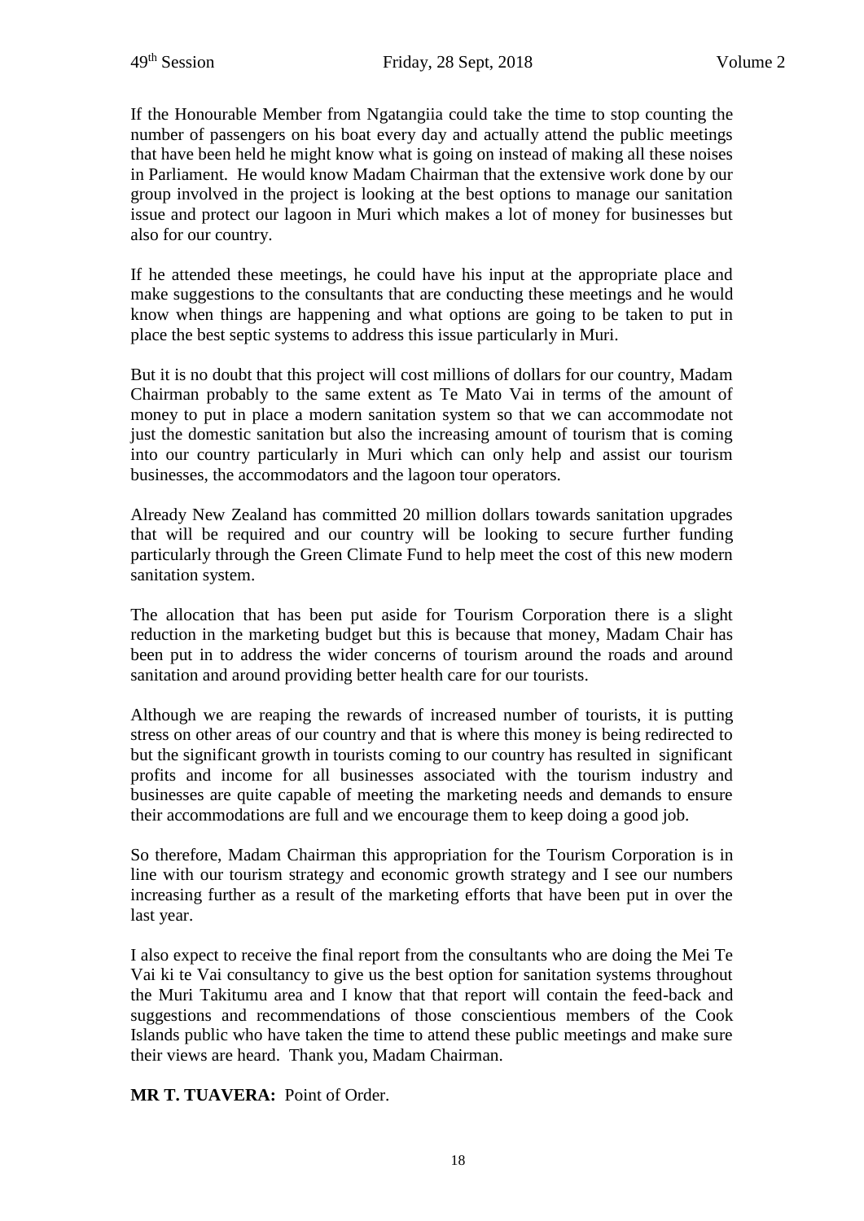If the Honourable Member from Ngatangiia could take the time to stop counting the number of passengers on his boat every day and actually attend the public meetings that have been held he might know what is going on instead of making all these noises in Parliament. He would know Madam Chairman that the extensive work done by our group involved in the project is looking at the best options to manage our sanitation issue and protect our lagoon in Muri which makes a lot of money for businesses but also for our country.

If he attended these meetings, he could have his input at the appropriate place and make suggestions to the consultants that are conducting these meetings and he would know when things are happening and what options are going to be taken to put in place the best septic systems to address this issue particularly in Muri.

But it is no doubt that this project will cost millions of dollars for our country, Madam Chairman probably to the same extent as Te Mato Vai in terms of the amount of money to put in place a modern sanitation system so that we can accommodate not just the domestic sanitation but also the increasing amount of tourism that is coming into our country particularly in Muri which can only help and assist our tourism businesses, the accommodators and the lagoon tour operators.

Already New Zealand has committed 20 million dollars towards sanitation upgrades that will be required and our country will be looking to secure further funding particularly through the Green Climate Fund to help meet the cost of this new modern sanitation system.

The allocation that has been put aside for Tourism Corporation there is a slight reduction in the marketing budget but this is because that money, Madam Chair has been put in to address the wider concerns of tourism around the roads and around sanitation and around providing better health care for our tourists.

Although we are reaping the rewards of increased number of tourists, it is putting stress on other areas of our country and that is where this money is being redirected to but the significant growth in tourists coming to our country has resulted in significant profits and income for all businesses associated with the tourism industry and businesses are quite capable of meeting the marketing needs and demands to ensure their accommodations are full and we encourage them to keep doing a good job.

So therefore, Madam Chairman this appropriation for the Tourism Corporation is in line with our tourism strategy and economic growth strategy and I see our numbers increasing further as a result of the marketing efforts that have been put in over the last year.

I also expect to receive the final report from the consultants who are doing the Mei Te Vai ki te Vai consultancy to give us the best option for sanitation systems throughout the Muri Takitumu area and I know that that report will contain the feed-back and suggestions and recommendations of those conscientious members of the Cook Islands public who have taken the time to attend these public meetings and make sure their views are heard. Thank you, Madam Chairman.

**MR T. TUAVERA:** Point of Order.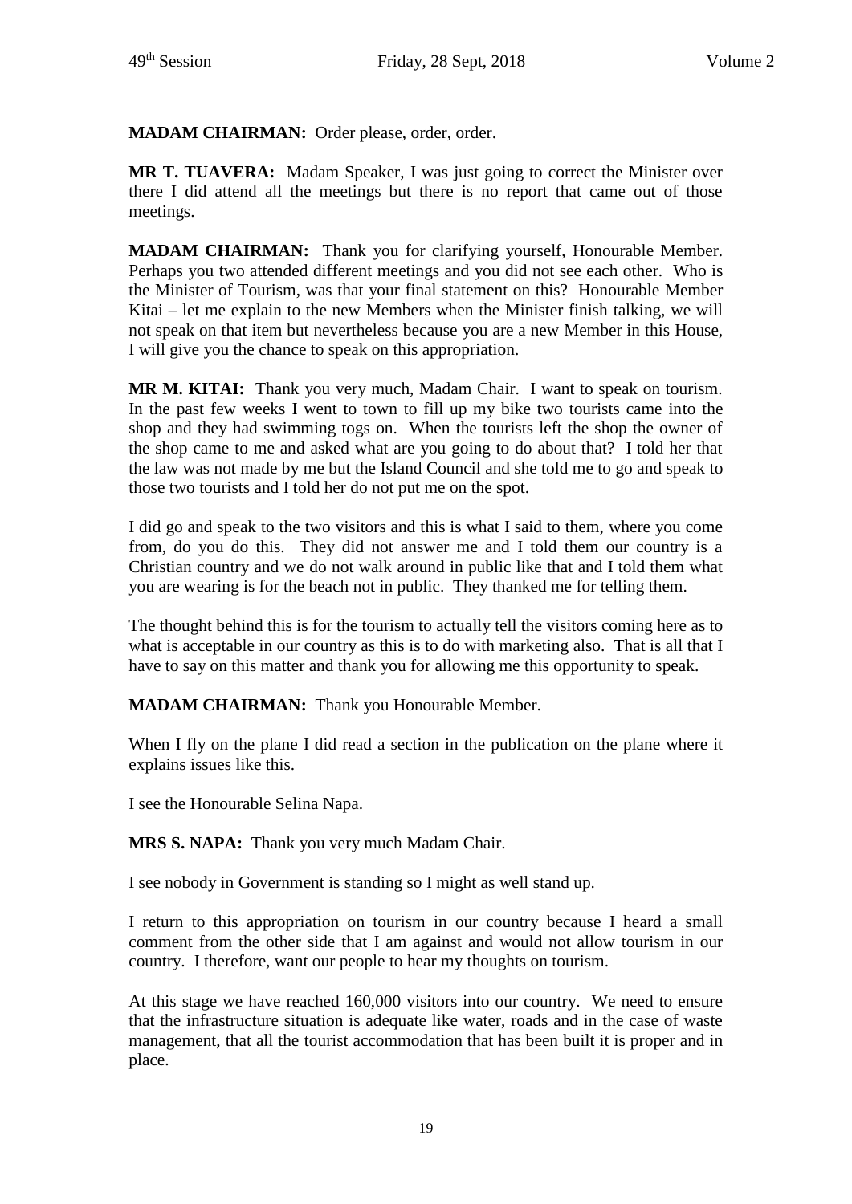**MADAM CHAIRMAN:** Order please, order, order.

**MR T. TUAVERA:** Madam Speaker, I was just going to correct the Minister over there I did attend all the meetings but there is no report that came out of those meetings.

**MADAM CHAIRMAN:** Thank you for clarifying yourself, Honourable Member. Perhaps you two attended different meetings and you did not see each other. Who is the Minister of Tourism, was that your final statement on this? Honourable Member Kitai – let me explain to the new Members when the Minister finish talking, we will not speak on that item but nevertheless because you are a new Member in this House, I will give you the chance to speak on this appropriation.

**MR M. KITAI:** Thank you very much, Madam Chair. I want to speak on tourism. In the past few weeks I went to town to fill up my bike two tourists came into the shop and they had swimming togs on. When the tourists left the shop the owner of the shop came to me and asked what are you going to do about that? I told her that the law was not made by me but the Island Council and she told me to go and speak to those two tourists and I told her do not put me on the spot.

I did go and speak to the two visitors and this is what I said to them, where you come from, do you do this. They did not answer me and I told them our country is a Christian country and we do not walk around in public like that and I told them what you are wearing is for the beach not in public. They thanked me for telling them.

The thought behind this is for the tourism to actually tell the visitors coming here as to what is acceptable in our country as this is to do with marketing also. That is all that I have to say on this matter and thank you for allowing me this opportunity to speak.

**MADAM CHAIRMAN:** Thank you Honourable Member.

When I fly on the plane I did read a section in the publication on the plane where it explains issues like this.

I see the Honourable Selina Napa.

**MRS S. NAPA:** Thank you very much Madam Chair.

I see nobody in Government is standing so I might as well stand up.

I return to this appropriation on tourism in our country because I heard a small comment from the other side that I am against and would not allow tourism in our country. I therefore, want our people to hear my thoughts on tourism.

At this stage we have reached 160,000 visitors into our country. We need to ensure that the infrastructure situation is adequate like water, roads and in the case of waste management, that all the tourist accommodation that has been built it is proper and in place.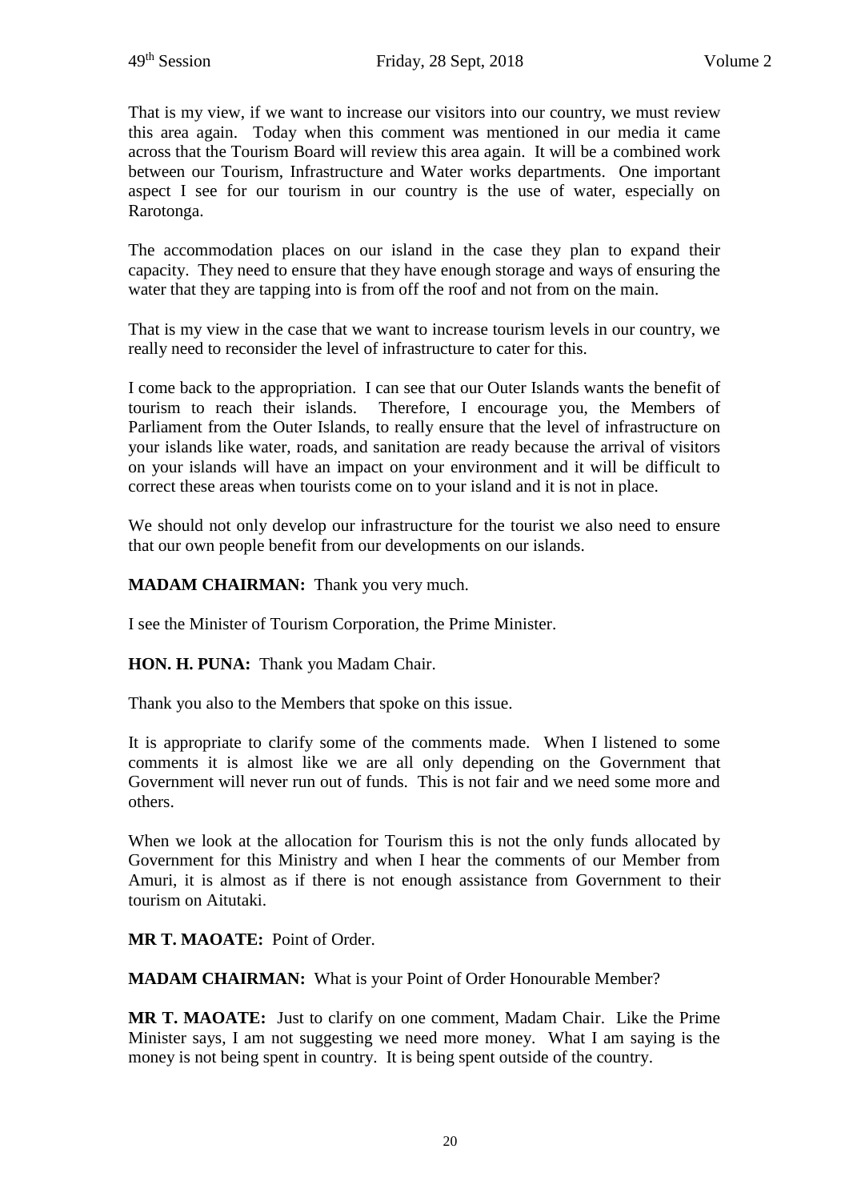That is my view, if we want to increase our visitors into our country, we must review this area again. Today when this comment was mentioned in our media it came across that the Tourism Board will review this area again. It will be a combined work between our Tourism, Infrastructure and Water works departments. One important aspect I see for our tourism in our country is the use of water, especially on Rarotonga.

The accommodation places on our island in the case they plan to expand their capacity. They need to ensure that they have enough storage and ways of ensuring the water that they are tapping into is from off the roof and not from on the main.

That is my view in the case that we want to increase tourism levels in our country, we really need to reconsider the level of infrastructure to cater for this.

I come back to the appropriation. I can see that our Outer Islands wants the benefit of tourism to reach their islands. Therefore, I encourage you, the Members of Parliament from the Outer Islands, to really ensure that the level of infrastructure on your islands like water, roads, and sanitation are ready because the arrival of visitors on your islands will have an impact on your environment and it will be difficult to correct these areas when tourists come on to your island and it is not in place.

We should not only develop our infrastructure for the tourist we also need to ensure that our own people benefit from our developments on our islands.

**MADAM CHAIRMAN:** Thank you very much.

I see the Minister of Tourism Corporation, the Prime Minister.

**HON. H. PUNA:** Thank you Madam Chair.

Thank you also to the Members that spoke on this issue.

It is appropriate to clarify some of the comments made. When I listened to some comments it is almost like we are all only depending on the Government that Government will never run out of funds. This is not fair and we need some more and others.

When we look at the allocation for Tourism this is not the only funds allocated by Government for this Ministry and when I hear the comments of our Member from Amuri, it is almost as if there is not enough assistance from Government to their tourism on Aitutaki.

**MR T. MAOATE:** Point of Order.

**MADAM CHAIRMAN:** What is your Point of Order Honourable Member?

**MR T. MAOATE:** Just to clarify on one comment, Madam Chair. Like the Prime Minister says, I am not suggesting we need more money. What I am saying is the money is not being spent in country. It is being spent outside of the country.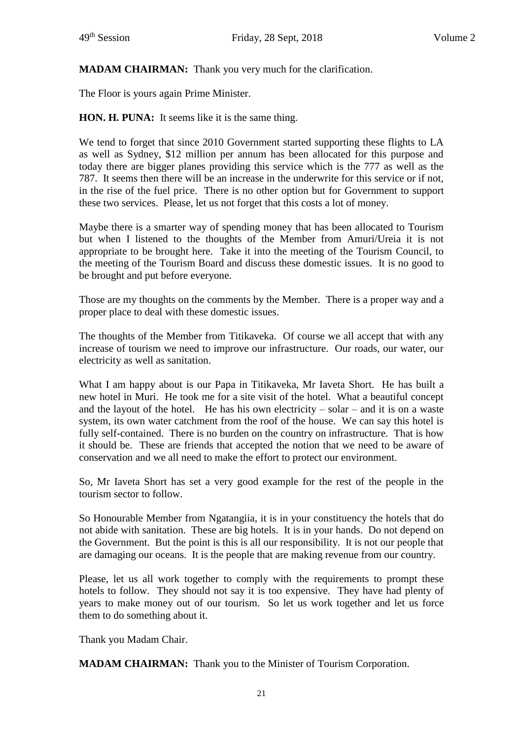**MADAM CHAIRMAN:** Thank you very much for the clarification.

The Floor is yours again Prime Minister.

**HON. H. PUNA:** It seems like it is the same thing.

We tend to forget that since 2010 Government started supporting these flights to LA as well as Sydney, $12 million per annum has been allocated for this purpose and today there are bigger planes providing this service which is the 777 as well as the 787. It seems then there will be an increase in the underwrite for this service or if not, in the rise of the fuel price. There is no other option but for Government to support these two services. Please, let us not forget that this costs a lot of money.

Maybe there is a smarter way of spending money that has been allocated to Tourism but when I listened to the thoughts of the Member from Amuri/Ureia it is not appropriate to be brought here. Take it into the meeting of the Tourism Council, to the meeting of the Tourism Board and discuss these domestic issues. It is no good to be brought and put before everyone.

Those are my thoughts on the comments by the Member. There is a proper way and a proper place to deal with these domestic issues.

The thoughts of the Member from Titikaveka. Of course we all accept that with any increase of tourism we need to improve our infrastructure. Our roads, our water, our electricity as well as sanitation.

What I am happy about is our Papa in Titikaveka, Mr Iaveta Short. He has built a new hotel in Muri. He took me for a site visit of the hotel. What a beautiful concept and the layout of the hotel. He has his own electricity – solar – and it is on a waste system, its own water catchment from the roof of the house. We can say this hotel is fully self-contained. There is no burden on the country on infrastructure. That is how it should be. These are friends that accepted the notion that we need to be aware of conservation and we all need to make the effort to protect our environment.

So, Mr Iaveta Short has set a very good example for the rest of the people in the tourism sector to follow.

So Honourable Member from Ngatangiia, it is in your constituency the hotels that do not abide with sanitation. These are big hotels. It is in your hands. Do not depend on the Government. But the point is this is all our responsibility. It is not our people that are damaging our oceans. It is the people that are making revenue from our country.

Please, let us all work together to comply with the requirements to prompt these hotels to follow. They should not say it is too expensive. They have had plenty of years to make money out of our tourism. So let us work together and let us force them to do something about it.

Thank you Madam Chair.

**MADAM CHAIRMAN:** Thank you to the Minister of Tourism Corporation.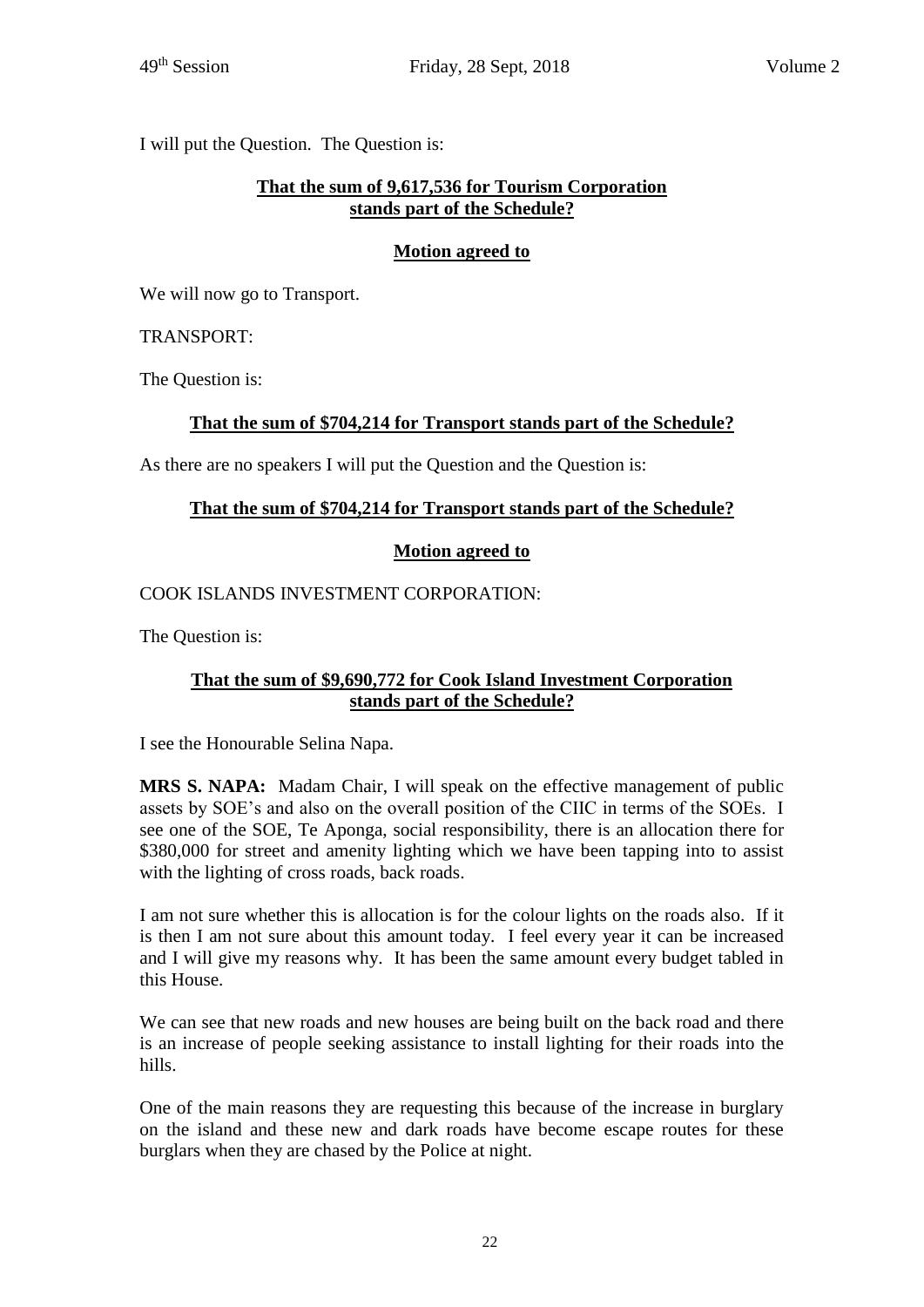I will put the Question. The Question is:

**That the sum of 9,617,536 for Tourism Corporation stands part of the Schedule?**

**Motion agreed to**

We will now go to Transport.

TRANSPORT:

The Question is:

**That the sum of $704,214 for Transport stands part of the Schedule?**

As there are no speakers I will put the Question and the Question is:

**That the sum of $704,214 for Transport stands part of the Schedule?**

**Motion agreed to**

COOK ISLANDS INVESTMENT CORPORATION:

The Question is:

**That the sum of $9,690,772 for Cook Island Investment Corporation stands part of the Schedule?**

I see the Honourable Selina Napa.

**MRS S. NAPA:** Madam Chair, I will speak on the effective management of public assets by SOE's and also on the overall position of the CIIC in terms of the SOEs. I see one of the SOE, Te Aponga, social responsibility, there is an allocation there for $380,000 for street and amenity lighting which we have been tapping into to assist with the lighting of cross roads, back roads.

I am not sure whether this is allocation is for the colour lights on the roads also. If it is then I am not sure about this amount today. I feel every year it can be increased and I will give my reasons why. It has been the same amount every budget tabled in this House.

We can see that new roads and new houses are being built on the back road and there is an increase of people seeking assistance to install lighting for their roads into the hills.

One of the main reasons they are requesting this because of the increase in burglary on the island and these new and dark roads have become escape routes for these burglars when they are chased by the Police at night.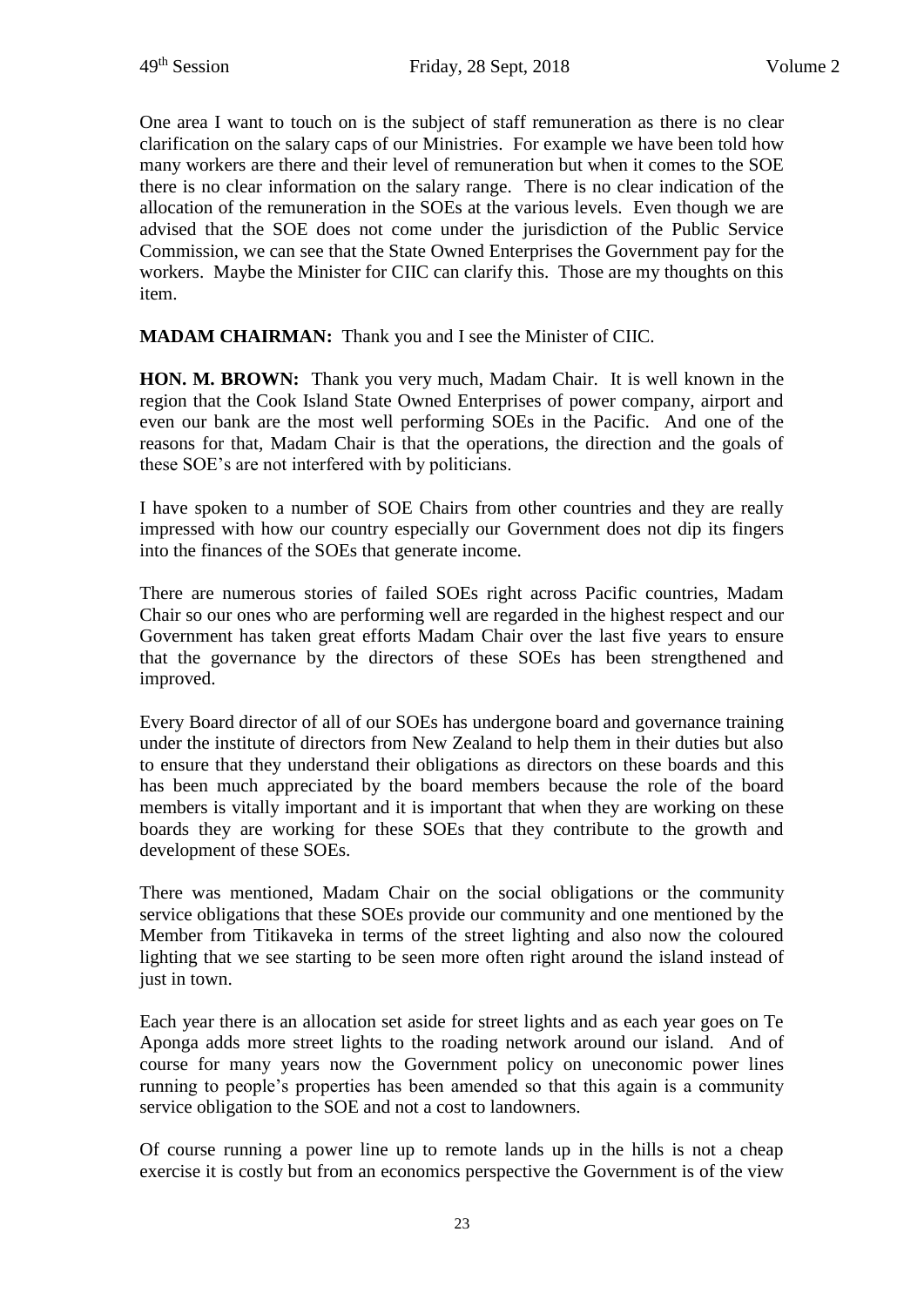One area I want to touch on is the subject of staff remuneration as there is no clear clarification on the salary caps of our Ministries. For example we have been told how many workers are there and their level of remuneration but when it comes to the SOE there is no clear information on the salary range. There is no clear indication of the allocation of the remuneration in the SOEs at the various levels. Even though we are advised that the SOE does not come under the jurisdiction of the Public Service Commission, we can see that the State Owned Enterprises the Government pay for the workers. Maybe the Minister for CIIC can clarify this. Those are my thoughts on this item.

**MADAM CHAIRMAN:** Thank you and I see the Minister of CIIC.

**HON. M. BROWN:** Thank you very much, Madam Chair. It is well known in the region that the Cook Island State Owned Enterprises of power company, airport and even our bank are the most well performing SOEs in the Pacific. And one of the reasons for that, Madam Chair is that the operations, the direction and the goals of these SOE's are not interfered with by politicians.

I have spoken to a number of SOE Chairs from other countries and they are really impressed with how our country especially our Government does not dip its fingers into the finances of the SOEs that generate income.

There are numerous stories of failed SOEs right across Pacific countries, Madam Chair so our ones who are performing well are regarded in the highest respect and our Government has taken great efforts Madam Chair over the last five years to ensure that the governance by the directors of these SOEs has been strengthened and improved.

Every Board director of all of our SOEs has undergone board and governance training under the institute of directors from New Zealand to help them in their duties but also to ensure that they understand their obligations as directors on these boards and this has been much appreciated by the board members because the role of the board members is vitally important and it is important that when they are working on these boards they are working for these SOEs that they contribute to the growth and development of these SOEs.

There was mentioned, Madam Chair on the social obligations or the community service obligations that these SOEs provide our community and one mentioned by the Member from Titikaveka in terms of the street lighting and also now the coloured lighting that we see starting to be seen more often right around the island instead of just in town.

Each year there is an allocation set aside for street lights and as each year goes on Te Aponga adds more street lights to the roading network around our island. And of course for many years now the Government policy on uneconomic power lines running to people's properties has been amended so that this again is a community service obligation to the SOE and not a cost to landowners.

Of course running a power line up to remote lands up in the hills is not a cheap exercise it is costly but from an economics perspective the Government is of the view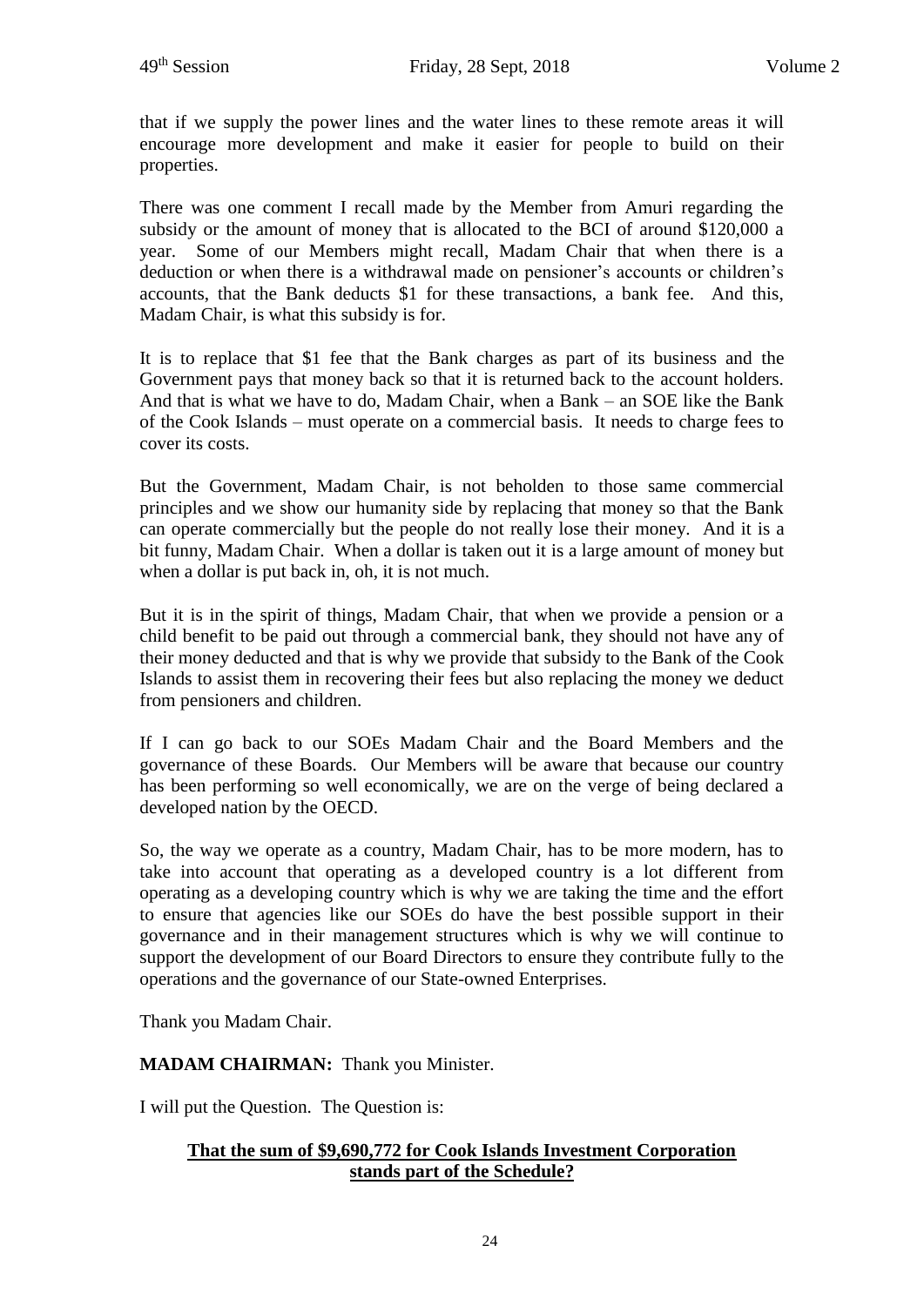that if we supply the power lines and the water lines to these remote areas it will encourage more development and make it easier for people to build on their properties.

There was one comment I recall made by the Member from Amuri regarding the subsidy or the amount of money that is allocated to the BCI of around $120,000 a year. Some of our Members might recall, Madam Chair that when there is a deduction or when there is a withdrawal made on pensioner's accounts or children's accounts, that the Bank deducts $1 for these transactions, a bank fee. And this, Madam Chair, is what this subsidy is for.

It is to replace that $1 fee that the Bank charges as part of its business and the Government pays that money back so that it is returned back to the account holders. And that is what we have to do, Madam Chair, when a Bank – an SOE like the Bank of the Cook Islands – must operate on a commercial basis. It needs to charge fees to cover its costs.

But the Government, Madam Chair, is not beholden to those same commercial principles and we show our humanity side by replacing that money so that the Bank can operate commercially but the people do not really lose their money. And it is a bit funny, Madam Chair. When a dollar is taken out it is a large amount of money but when a dollar is put back in, oh, it is not much.

But it is in the spirit of things, Madam Chair, that when we provide a pension or a child benefit to be paid out through a commercial bank, they should not have any of their money deducted and that is why we provide that subsidy to the Bank of the Cook Islands to assist them in recovering their fees but also replacing the money we deduct from pensioners and children.

If I can go back to our SOEs Madam Chair and the Board Members and the governance of these Boards. Our Members will be aware that because our country has been performing so well economically, we are on the verge of being declared a developed nation by the OECD.

So, the way we operate as a country, Madam Chair, has to be more modern, has to take into account that operating as a developed country is a lot different from operating as a developing country which is why we are taking the time and the effort to ensure that agencies like our SOEs do have the best possible support in their governance and in their management structures which is why we will continue to support the development of our Board Directors to ensure they contribute fully to the operations and the governance of our State-owned Enterprises.

Thank you Madam Chair.

**MADAM CHAIRMAN:** Thank you Minister.

I will put the Question. The Question is:

**That the sum of $9,690,772 for Cook Islands Investment Corporation stands part of the Schedule?**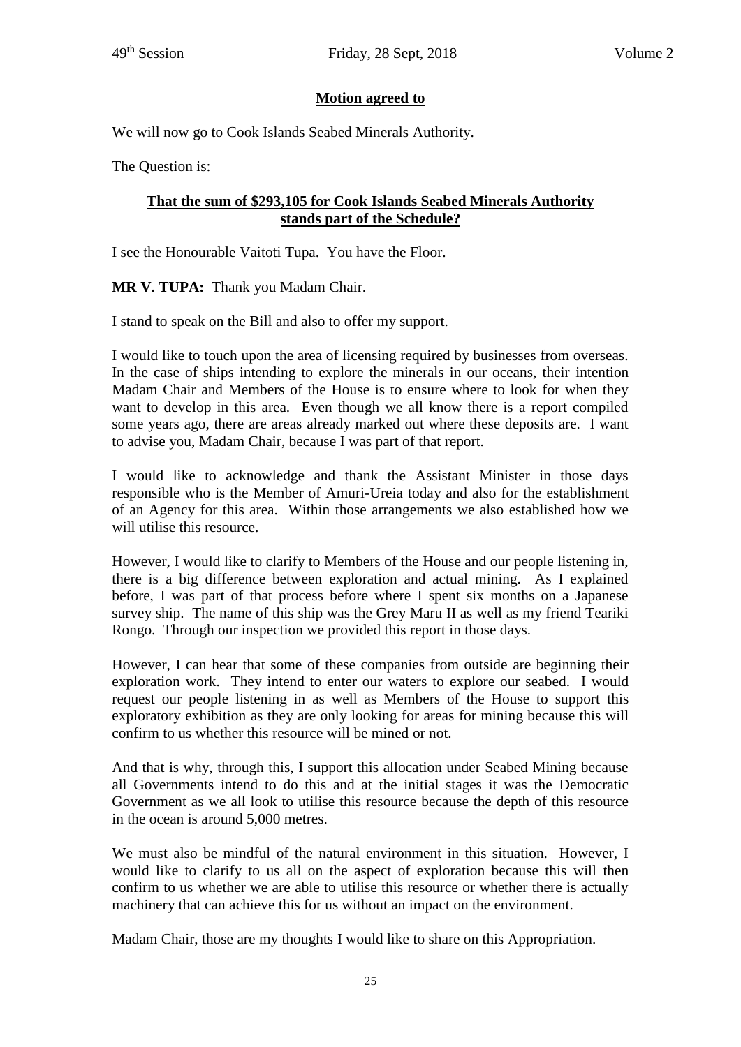**Motion agreed to**

We will now go to Cook Islands Seabed Minerals Authority.

The Question is:

**That the sum of $293,105 for Cook Islands Seabed Minerals Authority stands part of the Schedule?**

I see the Honourable Vaitoti Tupa. You have the Floor.

**MR V. TUPA:** Thank you Madam Chair.

I stand to speak on the Bill and also to offer my support.

I would like to touch upon the area of licensing required by businesses from overseas. In the case of ships intending to explore the minerals in our oceans, their intention Madam Chair and Members of the House is to ensure where to look for when they want to develop in this area. Even though we all know there is a report compiled some years ago, there are areas already marked out where these deposits are. I want to advise you, Madam Chair, because I was part of that report.

I would like to acknowledge and thank the Assistant Minister in those days responsible who is the Member of Amuri-Ureia today and also for the establishment of an Agency for this area. Within those arrangements we also established how we will utilise this resource.

However, I would like to clarify to Members of the House and our people listening in, there is a big difference between exploration and actual mining. As I explained before, I was part of that process before where I spent six months on a Japanese survey ship. The name of this ship was the Grey Maru II as well as my friend Teariki Rongo. Through our inspection we provided this report in those days.

However, I can hear that some of these companies from outside are beginning their exploration work. They intend to enter our waters to explore our seabed. I would request our people listening in as well as Members of the House to support this exploratory exhibition as they are only looking for areas for mining because this will confirm to us whether this resource will be mined or not.

And that is why, through this, I support this allocation under Seabed Mining because all Governments intend to do this and at the initial stages it was the Democratic Government as we all look to utilise this resource because the depth of this resource in the ocean is around 5,000 metres.

We must also be mindful of the natural environment in this situation. However, I would like to clarify to us all on the aspect of exploration because this will then confirm to us whether we are able to utilise this resource or whether there is actually machinery that can achieve this for us without an impact on the environment.

Madam Chair, those are my thoughts I would like to share on this Appropriation.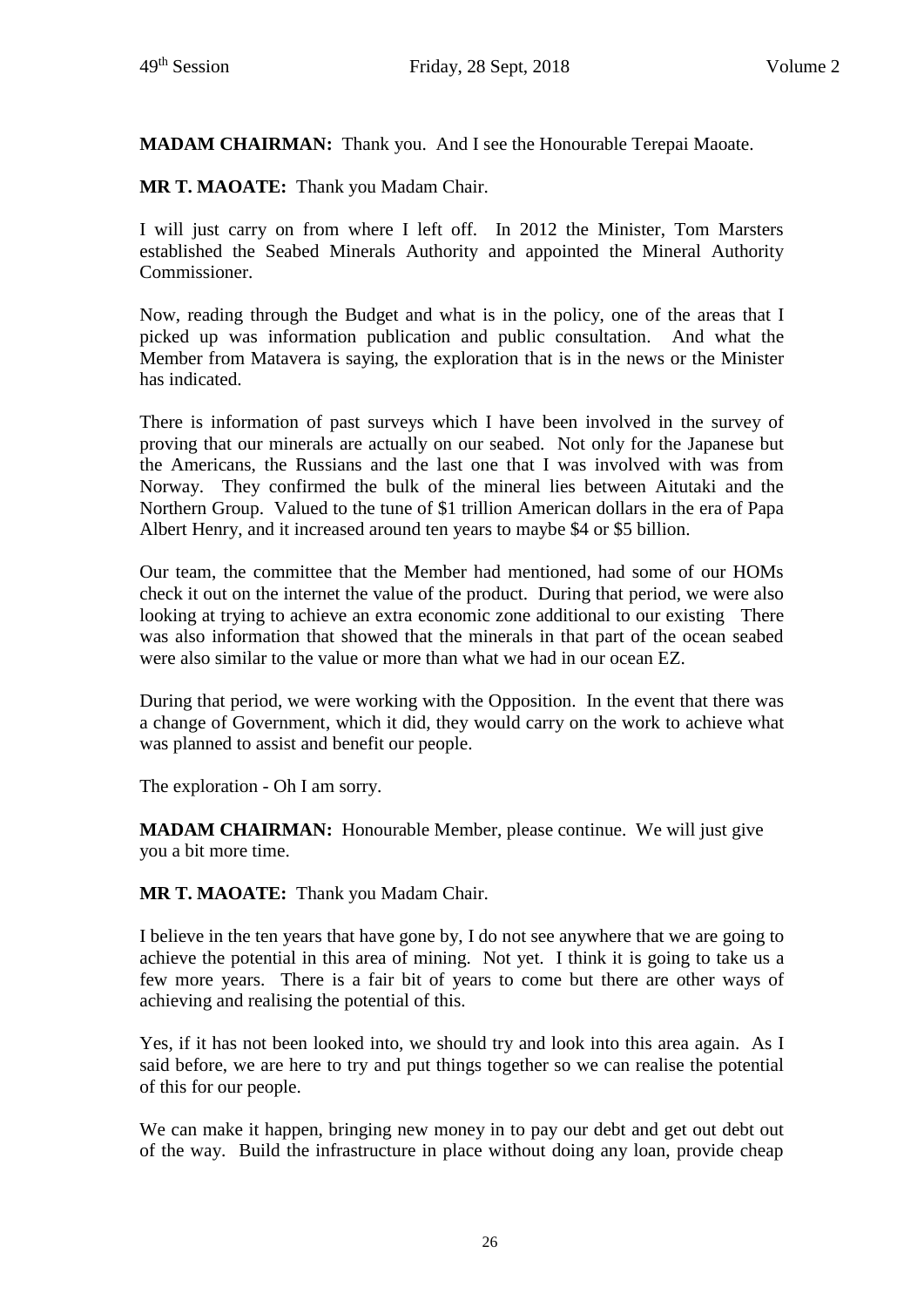**MADAM CHAIRMAN:** Thank you. And I see the Honourable Terepai Maoate.

**MR T. MAOATE:** Thank you Madam Chair.

I will just carry on from where I left off. In 2012 the Minister, Tom Marsters established the Seabed Minerals Authority and appointed the Mineral Authority Commissioner.

Now, reading through the Budget and what is in the policy, one of the areas that I picked up was information publication and public consultation. And what the Member from Matavera is saying, the exploration that is in the news or the Minister has indicated.

There is information of past surveys which I have been involved in the survey of proving that our minerals are actually on our seabed. Not only for the Japanese but the Americans, the Russians and the last one that I was involved with was from Norway. They confirmed the bulk of the mineral lies between Aitutaki and the Northern Group. Valued to the tune of $1 trillion American dollars in the era of Papa Albert Henry, and it increased around ten years to maybe $4 or $5 billion.

Our team, the committee that the Member had mentioned, had some of our HOMs check it out on the internet the value of the product. During that period, we were also looking at trying to achieve an extra economic zone additional to our existing There was also information that showed that the minerals in that part of the ocean seabed were also similar to the value or more than what we had in our ocean EZ.

During that period, we were working with the Opposition. In the event that there was a change of Government, which it did, they would carry on the work to achieve what was planned to assist and benefit our people.

The exploration - Oh I am sorry.

**MADAM CHAIRMAN:** Honourable Member, please continue. We will just give you a bit more time.

**MR T. MAOATE:** Thank you Madam Chair.

I believe in the ten years that have gone by, I do not see anywhere that we are going to achieve the potential in this area of mining. Not yet. I think it is going to take us a few more years. There is a fair bit of years to come but there are other ways of achieving and realising the potential of this.

Yes, if it has not been looked into, we should try and look into this area again. As I said before, we are here to try and put things together so we can realise the potential of this for our people.

We can make it happen, bringing new money in to pay our debt and get out debt out of the way. Build the infrastructure in place without doing any loan, provide cheap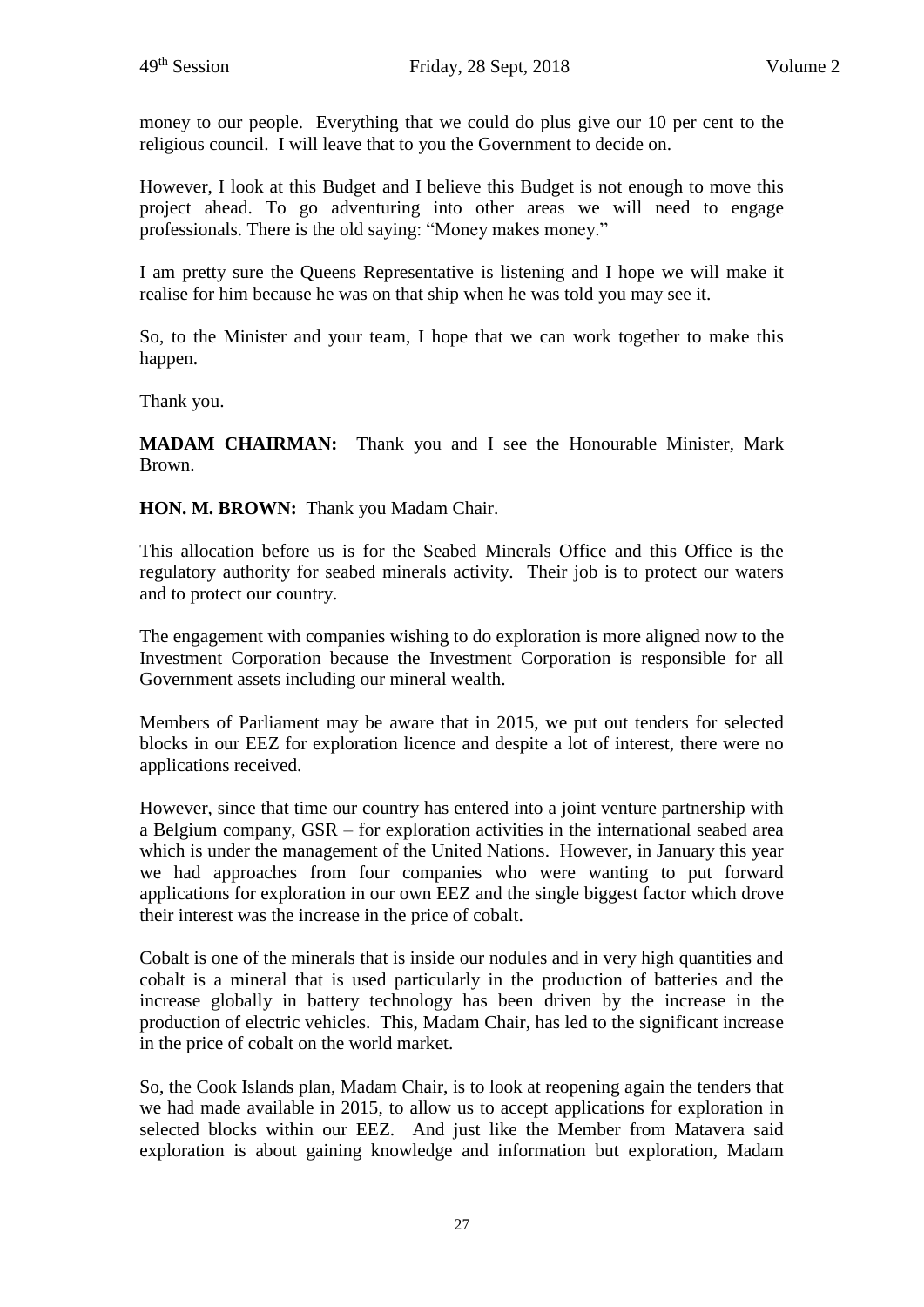money to our people. Everything that we could do plus give our 10 per cent to the religious council. I will leave that to you the Government to decide on.

However, I look at this Budget and I believe this Budget is not enough to move this project ahead. To go adventuring into other areas we will need to engage professionals. There is the old saying: "Money makes money."

I am pretty sure the Queens Representative is listening and I hope we will make it realise for him because he was on that ship when he was told you may see it.

So, to the Minister and your team, I hope that we can work together to make this happen.

Thank you.

**MADAM CHAIRMAN:** Thank you and I see the Honourable Minister, Mark Brown.

**HON. M. BROWN:** Thank you Madam Chair.

This allocation before us is for the Seabed Minerals Office and this Office is the regulatory authority for seabed minerals activity. Their job is to protect our waters and to protect our country.

The engagement with companies wishing to do exploration is more aligned now to the Investment Corporation because the Investment Corporation is responsible for all Government assets including our mineral wealth.

Members of Parliament may be aware that in 2015, we put out tenders for selected blocks in our EEZ for exploration licence and despite a lot of interest, there were no applications received.

However, since that time our country has entered into a joint venture partnership with a Belgium company, GSR – for exploration activities in the international seabed area which is under the management of the United Nations. However, in January this year we had approaches from four companies who were wanting to put forward applications for exploration in our own EEZ and the single biggest factor which drove their interest was the increase in the price of cobalt.

Cobalt is one of the minerals that is inside our nodules and in very high quantities and cobalt is a mineral that is used particularly in the production of batteries and the increase globally in battery technology has been driven by the increase in the production of electric vehicles. This, Madam Chair, has led to the significant increase in the price of cobalt on the world market.

So, the Cook Islands plan, Madam Chair, is to look at reopening again the tenders that we had made available in 2015, to allow us to accept applications for exploration in selected blocks within our EEZ. And just like the Member from Matavera said exploration is about gaining knowledge and information but exploration, Madam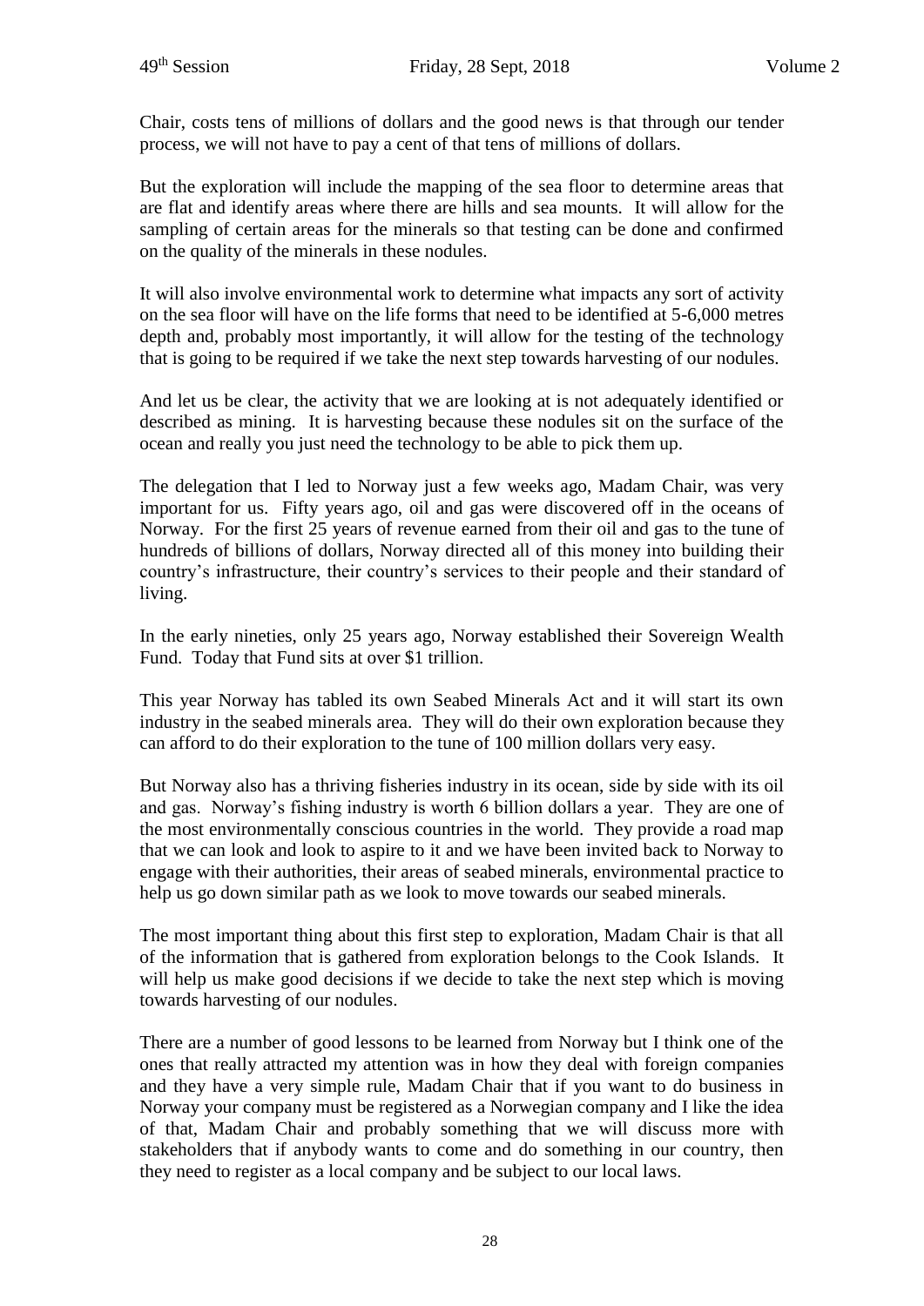Chair, costs tens of millions of dollars and the good news is that through our tender process, we will not have to pay a cent of that tens of millions of dollars.

But the exploration will include the mapping of the sea floor to determine areas that are flat and identify areas where there are hills and sea mounts. It will allow for the sampling of certain areas for the minerals so that testing can be done and confirmed on the quality of the minerals in these nodules.

It will also involve environmental work to determine what impacts any sort of activity on the sea floor will have on the life forms that need to be identified at 5-6,000 metres depth and, probably most importantly, it will allow for the testing of the technology that is going to be required if we take the next step towards harvesting of our nodules.

And let us be clear, the activity that we are looking at is not adequately identified or described as mining. It is harvesting because these nodules sit on the surface of the ocean and really you just need the technology to be able to pick them up.

The delegation that I led to Norway just a few weeks ago, Madam Chair, was very important for us. Fifty years ago, oil and gas were discovered off in the oceans of Norway. For the first 25 years of revenue earned from their oil and gas to the tune of hundreds of billions of dollars, Norway directed all of this money into building their country's infrastructure, their country's services to their people and their standard of living.

In the early nineties, only 25 years ago, Norway established their Sovereign Wealth Fund. Today that Fund sits at over $1 trillion.

This year Norway has tabled its own Seabed Minerals Act and it will start its own industry in the seabed minerals area. They will do their own exploration because they can afford to do their exploration to the tune of 100 million dollars very easy.

But Norway also has a thriving fisheries industry in its ocean, side by side with its oil and gas. Norway's fishing industry is worth 6 billion dollars a year. They are one of the most environmentally conscious countries in the world. They provide a road map that we can look and look to aspire to it and we have been invited back to Norway to engage with their authorities, their areas of seabed minerals, environmental practice to help us go down similar path as we look to move towards our seabed minerals.

The most important thing about this first step to exploration, Madam Chair is that all of the information that is gathered from exploration belongs to the Cook Islands. It will help us make good decisions if we decide to take the next step which is moving towards harvesting of our nodules.

There are a number of good lessons to be learned from Norway but I think one of the ones that really attracted my attention was in how they deal with foreign companies and they have a very simple rule, Madam Chair that if you want to do business in Norway your company must be registered as a Norwegian company and I like the idea of that, Madam Chair and probably something that we will discuss more with stakeholders that if anybody wants to come and do something in our country, then they need to register as a local company and be subject to our local laws.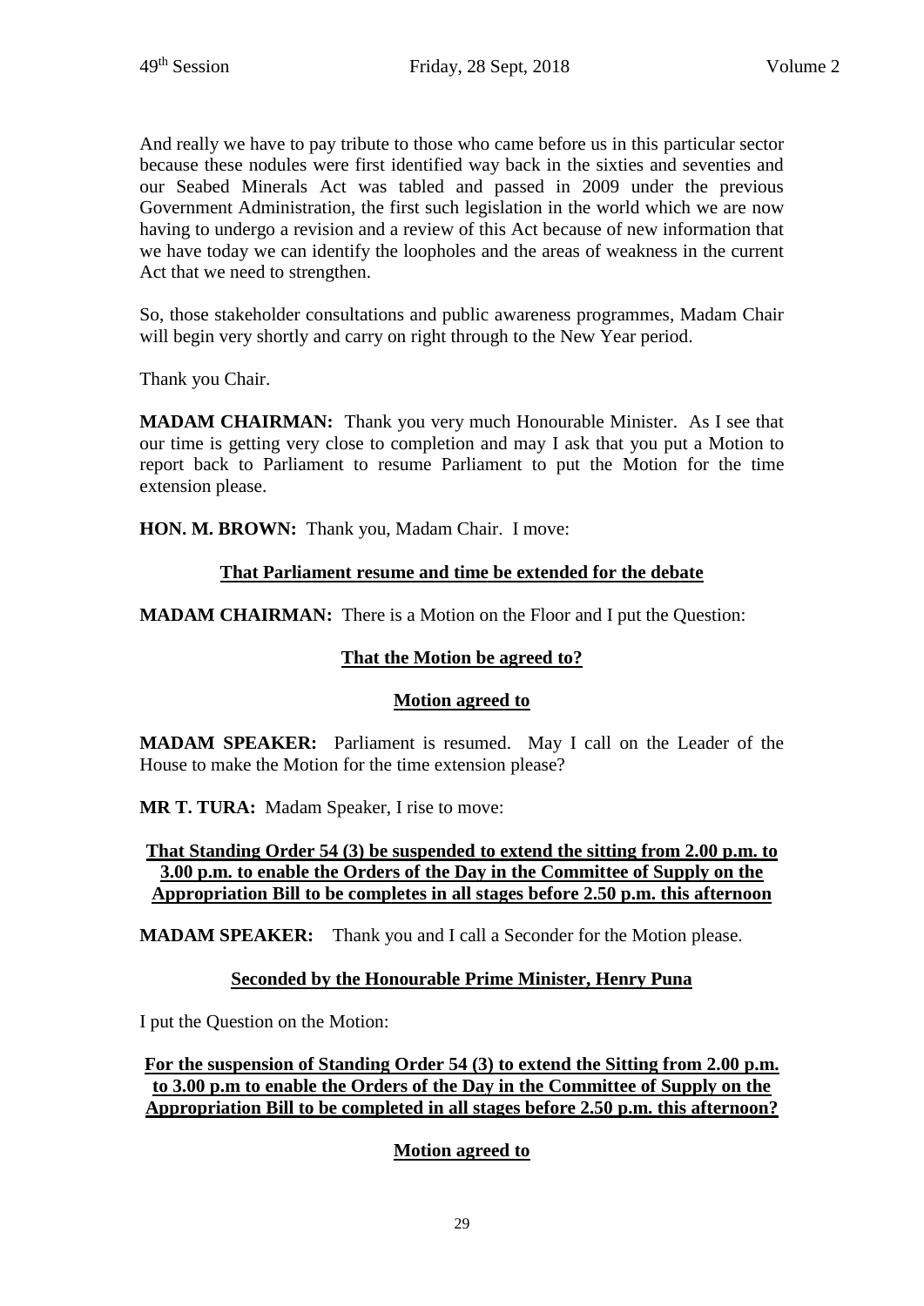And really we have to pay tribute to those who came before us in this particular sector because these nodules were first identified way back in the sixties and seventies and our Seabed Minerals Act was tabled and passed in 2009 under the previous Government Administration, the first such legislation in the world which we are now having to undergo a revision and a review of this Act because of new information that we have today we can identify the loopholes and the areas of weakness in the current Act that we need to strengthen.

So, those stakeholder consultations and public awareness programmes, Madam Chair will begin very shortly and carry on right through to the New Year period.

Thank you Chair.

**MADAM CHAIRMAN:** Thank you very much Honourable Minister. As I see that our time is getting very close to completion and may I ask that you put a Motion to report back to Parliament to resume Parliament to put the Motion for the time extension please.

**HON. M. BROWN:** Thank you, Madam Chair. I move:

**<u>That Parliament resume and time be extended for the debate</u>**

**MADAM CHAIRMAN:** There is a Motion on the Floor and I put the Question:

**<u>That the Motion be agreed to?</u>**

**<u>Motion agreed to</u>**

**MADAM SPEAKER:** Parliament is resumed. May I call on the Leader of the House to make the Motion for the time extension please?

**MR T. TURA:** Madam Speaker, I rise to move:

**<u>That Standing Order 54 (3) be suspended to extend the sitting from 2.00 p.m. to 3.00 p.m. to enable the Orders of the Day in the Committee of Supply on the Appropriation Bill to be completes in all stages before 2.50 p.m. this afternoon</u>**

**MADAM SPEAKER:** Thank you and I call a Seconder for the Motion please.

**<u>Seconded by the Honourable Prime Minister, Henry Puna</u>**

I put the Question on the Motion:

**<u>For the suspension of Standing Order 54 (3) to extend the Sitting from 2.00 p.m. to 3.00 p.m to enable the Orders of the Day in the Committee of Supply on the Appropriation Bill to be completed in all stages before 2.50 p.m. this afternoon?</u>**

**<u>Motion agreed to</u>**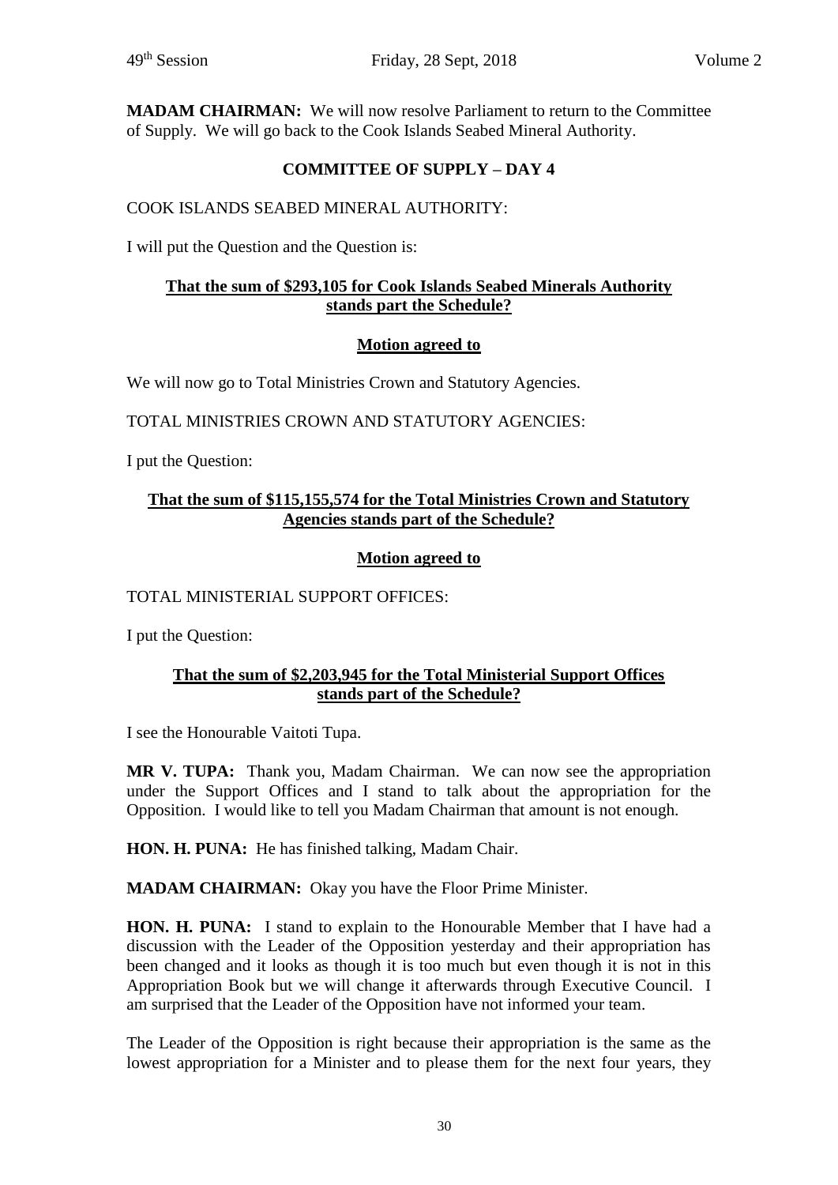**MADAM CHAIRMAN:** We will now resolve Parliament to return to the Committee of Supply. We will go back to the Cook Islands Seabed Mineral Authority.

**COMMITTEE OF SUPPLY – DAY 4**

COOK ISLANDS SEABED MINERAL AUTHORITY:

I will put the Question and the Question is:

**That the sum of $293,105 for Cook Islands Seabed Minerals Authority stands part the Schedule?**

**Motion agreed to**

We will now go to Total Ministries Crown and Statutory Agencies.

TOTAL MINISTRIES CROWN AND STATUTORY AGENCIES:

I put the Question:

**That the sum of $115,155,574 for the Total Ministries Crown and Statutory Agencies stands part of the Schedule?**

**Motion agreed to**

TOTAL MINISTERIAL SUPPORT OFFICES:

I put the Question:

**That the sum of $2,203,945 for the Total Ministerial Support Offices stands part of the Schedule?**

I see the Honourable Vaitoti Tupa.

**MR V. TUPA:** Thank you, Madam Chairman. We can now see the appropriation under the Support Offices and I stand to talk about the appropriation for the Opposition. I would like to tell you Madam Chairman that amount is not enough.

**HON. H. PUNA:** He has finished talking, Madam Chair.

**MADAM CHAIRMAN:** Okay you have the Floor Prime Minister.

**HON. H. PUNA:** I stand to explain to the Honourable Member that I have had a discussion with the Leader of the Opposition yesterday and their appropriation has been changed and it looks as though it is too much but even though it is not in this Appropriation Book but we will change it afterwards through Executive Council. I am surprised that the Leader of the Opposition have not informed your team.

The Leader of the Opposition is right because their appropriation is the same as the lowest appropriation for a Minister and to please them for the next four years, they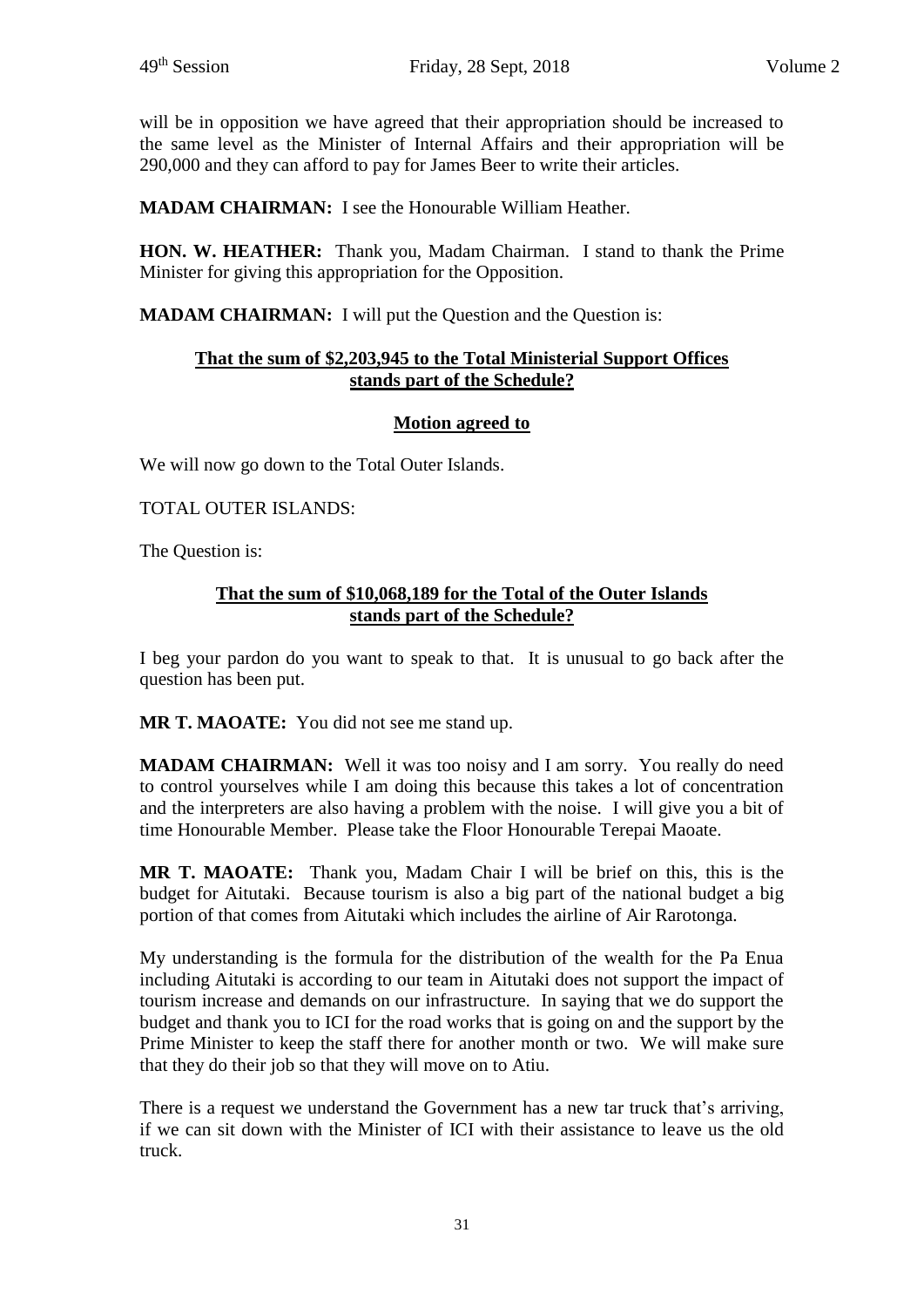will be in opposition we have agreed that their appropriation should be increased to the same level as the Minister of Internal Affairs and their appropriation will be 290,000 and they can afford to pay for James Beer to write their articles.

**MADAM CHAIRMAN:** I see the Honourable William Heather.

**HON. W. HEATHER:** Thank you, Madam Chairman. I stand to thank the Prime Minister for giving this appropriation for the Opposition.

**MADAM CHAIRMAN:** I will put the Question and the Question is:

**<u>That the sum of $2,203,945 to the Total Ministerial Support Offices stands part of the Schedule?</u>**

**<u>Motion agreed to</u>**

We will now go down to the Total Outer Islands.

TOTAL OUTER ISLANDS:

The Question is:

**<u>That the sum of $10,068,189 for the Total of the Outer Islands stands part of the Schedule?</u>**

I beg your pardon do you want to speak to that. It is unusual to go back after the question has been put.

**MR T. MAOATE:** You did not see me stand up.

**MADAM CHAIRMAN:** Well it was too noisy and I am sorry. You really do need to control yourselves while I am doing this because this takes a lot of concentration and the interpreters are also having a problem with the noise. I will give you a bit of time Honourable Member. Please take the Floor Honourable Terepai Maoate.

**MR T. MAOATE:** Thank you, Madam Chair I will be brief on this, this is the budget for Aitutaki. Because tourism is also a big part of the national budget a big portion of that comes from Aitutaki which includes the airline of Air Rarotonga.

My understanding is the formula for the distribution of the wealth for the Pa Enua including Aitutaki is according to our team in Aitutaki does not support the impact of tourism increase and demands on our infrastructure. In saying that we do support the budget and thank you to ICI for the road works that is going on and the support by the Prime Minister to keep the staff there for another month or two. We will make sure that they do their job so that they will move on to Atiu.

There is a request we understand the Government has a new tar truck that's arriving, if we can sit down with the Minister of ICI with their assistance to leave us the old truck.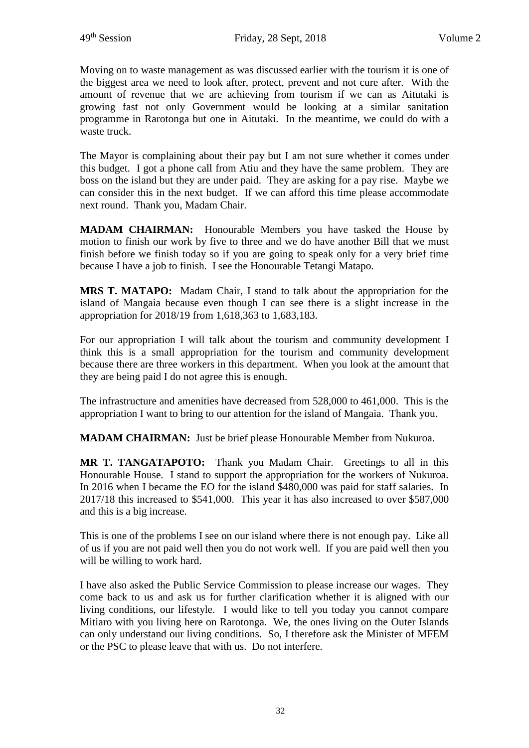Moving on to waste management as was discussed earlier with the tourism it is one of the biggest area we need to look after, protect, prevent and not cure after. With the amount of revenue that we are achieving from tourism if we can as Aitutaki is growing fast not only Government would be looking at a similar sanitation programme in Rarotonga but one in Aitutaki. In the meantime, we could do with a waste truck.

The Mayor is complaining about their pay but I am not sure whether it comes under this budget. I got a phone call from Atiu and they have the same problem. They are boss on the island but they are under paid. They are asking for a pay rise. Maybe we can consider this in the next budget. If we can afford this time please accommodate next round. Thank you, Madam Chair.

**MADAM CHAIRMAN:** Honourable Members you have tasked the House by motion to finish our work by five to three and we do have another Bill that we must finish before we finish today so if you are going to speak only for a very brief time because I have a job to finish. I see the Honourable Tetangi Matapo.

**MRS T. MATAPO:** Madam Chair, I stand to talk about the appropriation for the island of Mangaia because even though I can see there is a slight increase in the appropriation for 2018/19 from 1,618,363 to 1,683,183.

For our appropriation I will talk about the tourism and community development I think this is a small appropriation for the tourism and community development because there are three workers in this department. When you look at the amount that they are being paid I do not agree this is enough.

The infrastructure and amenities have decreased from 528,000 to 461,000. This is the appropriation I want to bring to our attention for the island of Mangaia. Thank you.

**MADAM CHAIRMAN:** Just be brief please Honourable Member from Nukuroa.

**MR T. TANGATAPOTO:** Thank you Madam Chair. Greetings to all in this Honourable House. I stand to support the appropriation for the workers of Nukuroa. In 2016 when I became the EO for the island $480,000 was paid for staff salaries. In 2017/18 this increased to $541,000. This year it has also increased to over $587,000 and this is a big increase.

This is one of the problems I see on our island where there is not enough pay. Like all of us if you are not paid well then you do not work well. If you are paid well then you will be willing to work hard.

I have also asked the Public Service Commission to please increase our wages. They come back to us and ask us for further clarification whether it is aligned with our living conditions, our lifestyle. I would like to tell you today you cannot compare Mitiaro with you living here on Rarotonga. We, the ones living on the Outer Islands can only understand our living conditions. So, I therefore ask the Minister of MFEM or the PSC to please leave that with us. Do not interfere.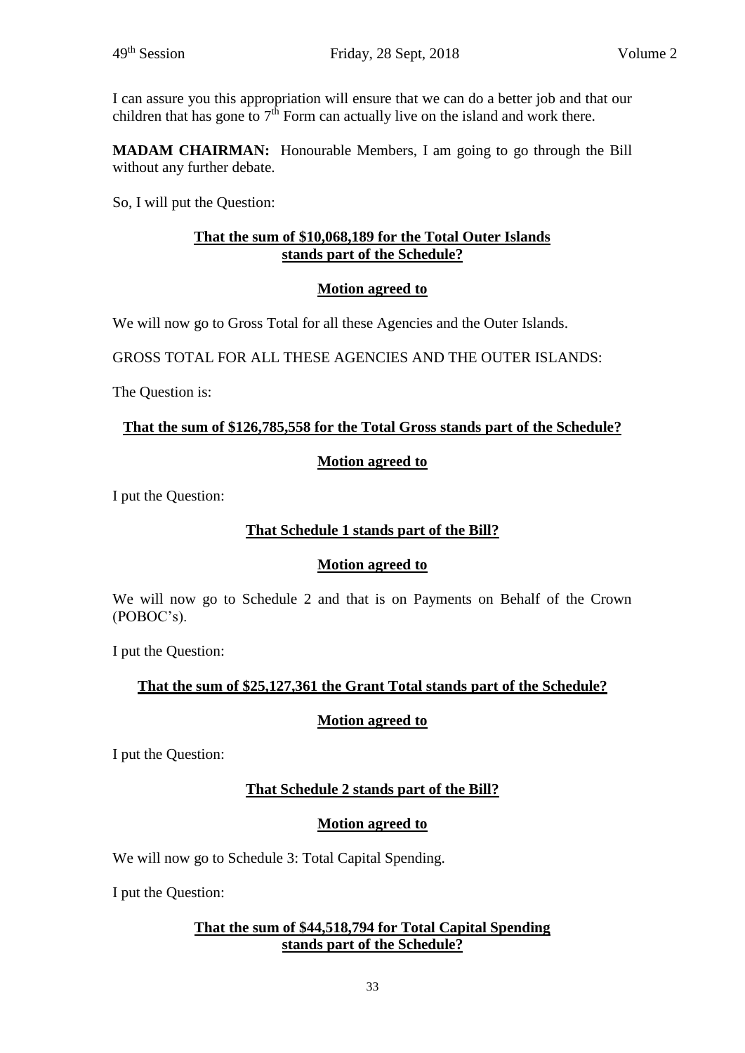I can assure you this appropriation will ensure that we can do a better job and that our children that has gone to 7th Form can actually live on the island and work there.

**MADAM CHAIRMAN:** Honourable Members, I am going to go through the Bill without any further debate.

So, I will put the Question:

**That the sum of $10,068,189 for the Total Outer Islands stands part of the Schedule?**

**Motion agreed to**

We will now go to Gross Total for all these Agencies and the Outer Islands.

GROSS TOTAL FOR ALL THESE AGENCIES AND THE OUTER ISLANDS:

The Question is:

**That the sum of $126,785,558 for the Total Gross stands part of the Schedule?**

**Motion agreed to**

I put the Question:

**That Schedule 1 stands part of the Bill?**

**Motion agreed to**

We will now go to Schedule 2 and that is on Payments on Behalf of the Crown (POBOC's).

I put the Question:

**That the sum of $25,127,361 the Grant Total stands part of the Schedule?**

**Motion agreed to**

I put the Question:

**That Schedule 2 stands part of the Bill?**

**Motion agreed to**

We will now go to Schedule 3: Total Capital Spending.

I put the Question:

**That the sum of $44,518,794 for Total Capital Spending stands part of the Schedule?**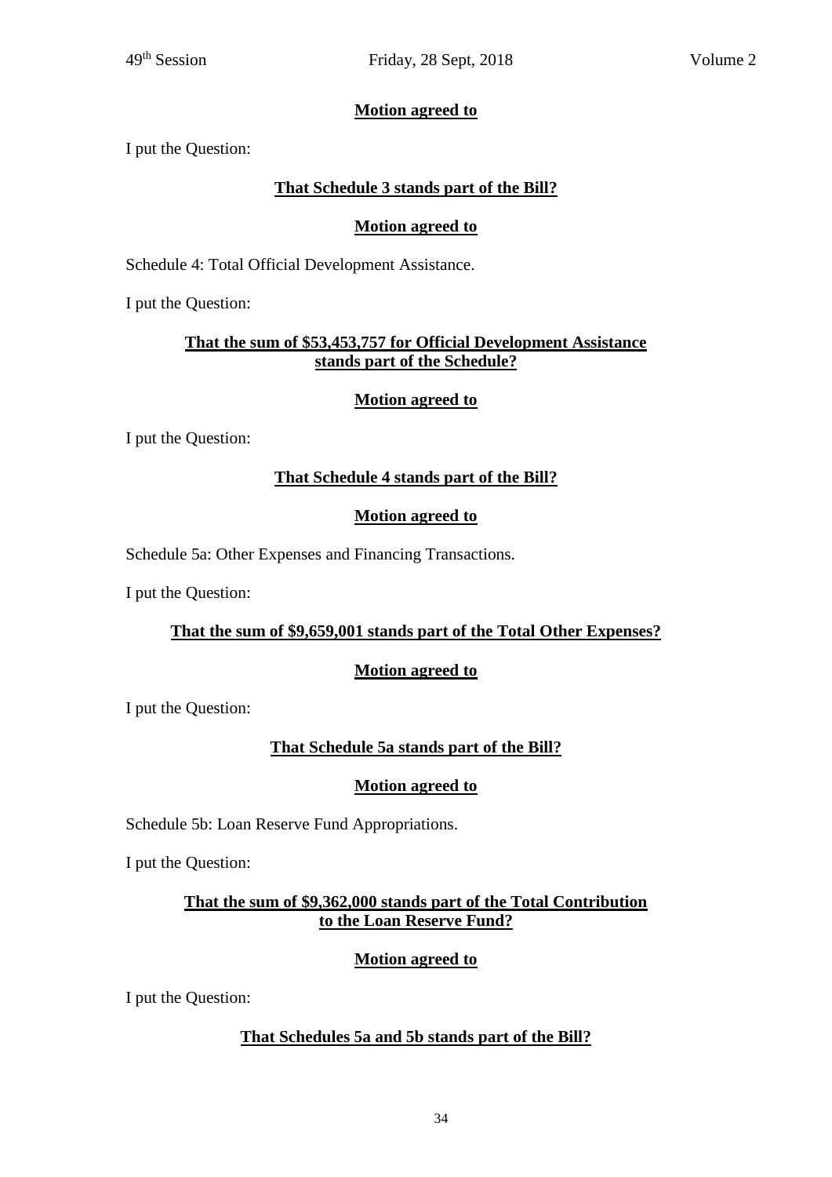**Motion agreed to**

I put the Question:

**That Schedule 3 stands part of the Bill?**

**Motion agreed to**

Schedule 4: Total Official Development Assistance.

I put the Question:

**That the sum of $53,453,757 for Official Development Assistance stands part of the Schedule?**

**Motion agreed to**

I put the Question:

**That Schedule 4 stands part of the Bill?**

**Motion agreed to**

Schedule 5a: Other Expenses and Financing Transactions.

I put the Question:

**That the sum of $9,659,001 stands part of the Total Other Expenses?**

**Motion agreed to**

I put the Question:

**That Schedule 5a stands part of the Bill?**

**Motion agreed to**

Schedule 5b: Loan Reserve Fund Appropriations.

I put the Question:

**That the sum of $9,362,000 stands part of the Total Contribution to the Loan Reserve Fund?**

**Motion agreed to**

I put the Question:

**That Schedules 5a and 5b stands part of the Bill?**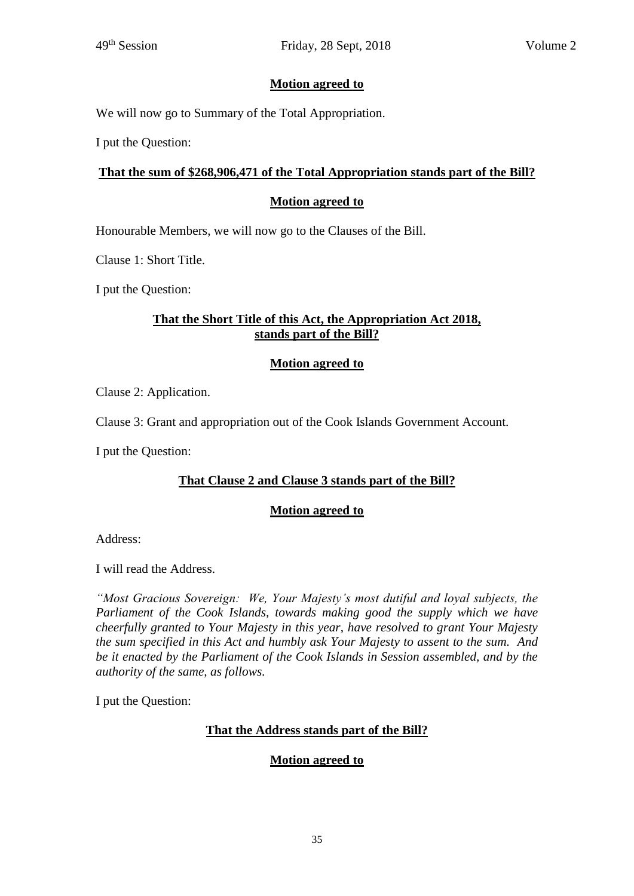**Motion agreed to**

We will now go to Summary of the Total Appropriation.

I put the Question:

**That the sum of $268,906,471 of the Total Appropriation stands part of the Bill?**

**Motion agreed to**

Honourable Members, we will now go to the Clauses of the Bill.

Clause 1: Short Title.

I put the Question:

**That the Short Title of this Act, the Appropriation Act 2018, stands part of the Bill?**

**Motion agreed to**

Clause 2: Application.

Clause 3: Grant and appropriation out of the Cook Islands Government Account.

I put the Question:

**That Clause 2 and Clause 3 stands part of the Bill?**

**Motion agreed to**

Address:

I will read the Address.

*"Most Gracious Sovereign: We, Your Majesty's most dutiful and loyal subjects, the Parliament of the Cook Islands, towards making good the supply which we have cheerfully granted to Your Majesty in this year, have resolved to grant Your Majesty the sum specified in this Act and humbly ask Your Majesty to assent to the sum. And be it enacted by the Parliament of the Cook Islands in Session assembled, and by the authority of the same, as follows.*

I put the Question:

**That the Address stands part of the Bill?**

**Motion agreed to**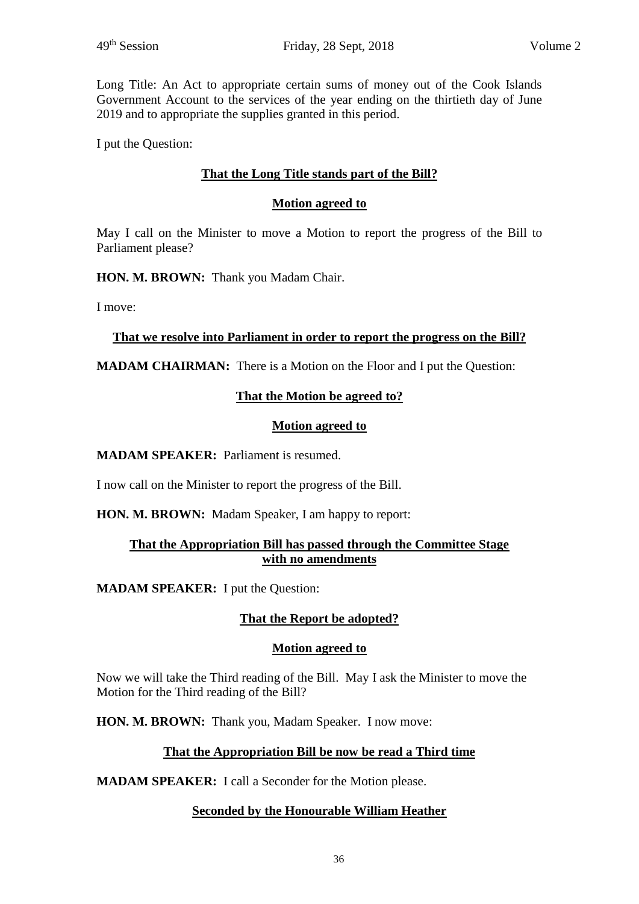Long Title: An Act to appropriate certain sums of money out of the Cook Islands Government Account to the services of the year ending on the thirtieth day of June 2019 and to appropriate the supplies granted in this period.

I put the Question:

**That the Long Title stands part of the Bill?**

**Motion agreed to**

May I call on the Minister to move a Motion to report the progress of the Bill to Parliament please?

**HON. M. BROWN:** Thank you Madam Chair.

I move:

**That we resolve into Parliament in order to report the progress on the Bill?**

**MADAM CHAIRMAN:** There is a Motion on the Floor and I put the Question:

**That the Motion be agreed to?**

**Motion agreed to**

**MADAM SPEAKER:** Parliament is resumed.

I now call on the Minister to report the progress of the Bill.

**HON. M. BROWN:** Madam Speaker, I am happy to report:

**That the Appropriation Bill has passed through the Committee Stage with no amendments**

**MADAM SPEAKER:** I put the Question:

**That the Report be adopted?**

**Motion agreed to**

Now we will take the Third reading of the Bill. May I ask the Minister to move the Motion for the Third reading of the Bill?

**HON. M. BROWN:** Thank you, Madam Speaker. I now move:

**That the Appropriation Bill be now be read a Third time**

**MADAM SPEAKER:** I call a Seconder for the Motion please.

**Seconded by the Honourable William Heather**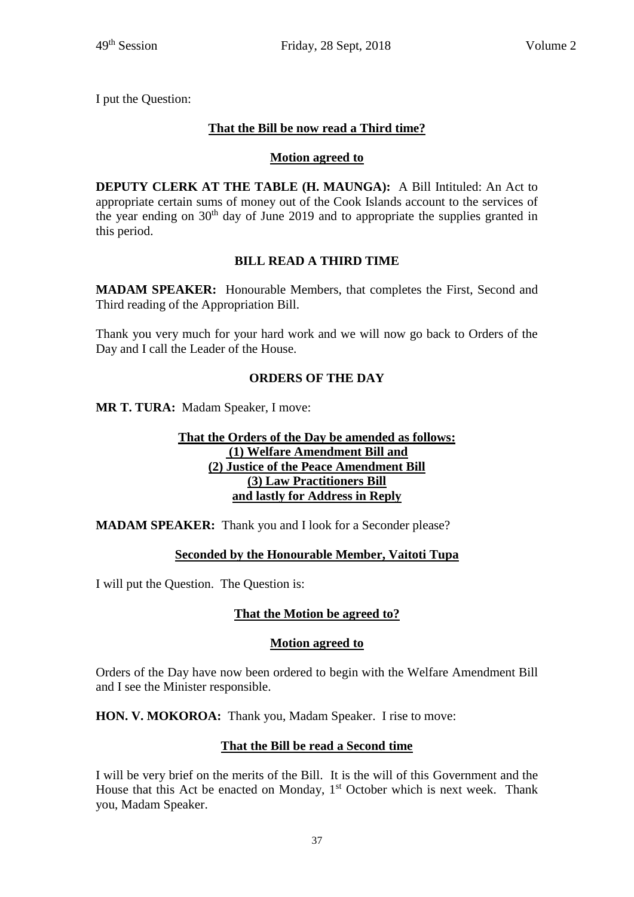I put the Question:

**<u>That the Bill be now read a Third time?</u>**

**<u>Motion agreed to</u>**

**DEPUTY CLERK AT THE TABLE (H. MAUNGA):** A Bill Intituled: An Act to appropriate certain sums of money out of the Cook Islands account to the services of the year ending on 30th day of June 2019 and to appropriate the supplies granted in this period.

**BILL READ A THIRD TIME**

**MADAM SPEAKER:** Honourable Members, that completes the First, Second and Third reading of the Appropriation Bill.

Thank you very much for your hard work and we will now go back to Orders of the Day and I call the Leader of the House.

**ORDERS OF THE DAY**

**MR T. TURA:** Madam Speaker, I move:

**<u>That the Orders of the Day be amended as follows:</u>**
**<u>(1) Welfare Amendment Bill and</u>**
**<u>(2) Justice of the Peace Amendment Bill</u>**
**<u>(3) Law Practitioners Bill</u>**
**<u>and lastly for Address in Reply</u>**

**MADAM SPEAKER:** Thank you and I look for a Seconder please?

**<u>Seconded by the Honourable Member, Vaitoti Tupa</u>**

I will put the Question. The Question is:

**<u>That the Motion be agreed to?</u>**

**<u>Motion agreed to</u>**

Orders of the Day have now been ordered to begin with the Welfare Amendment Bill and I see the Minister responsible.

**HON. V. MOKOROA:** Thank you, Madam Speaker. I rise to move:

**<u>That the Bill be read a Second time</u>**

I will be very brief on the merits of the Bill. It is the will of this Government and the House that this Act be enacted on Monday, 1st October which is next week. Thank you, Madam Speaker.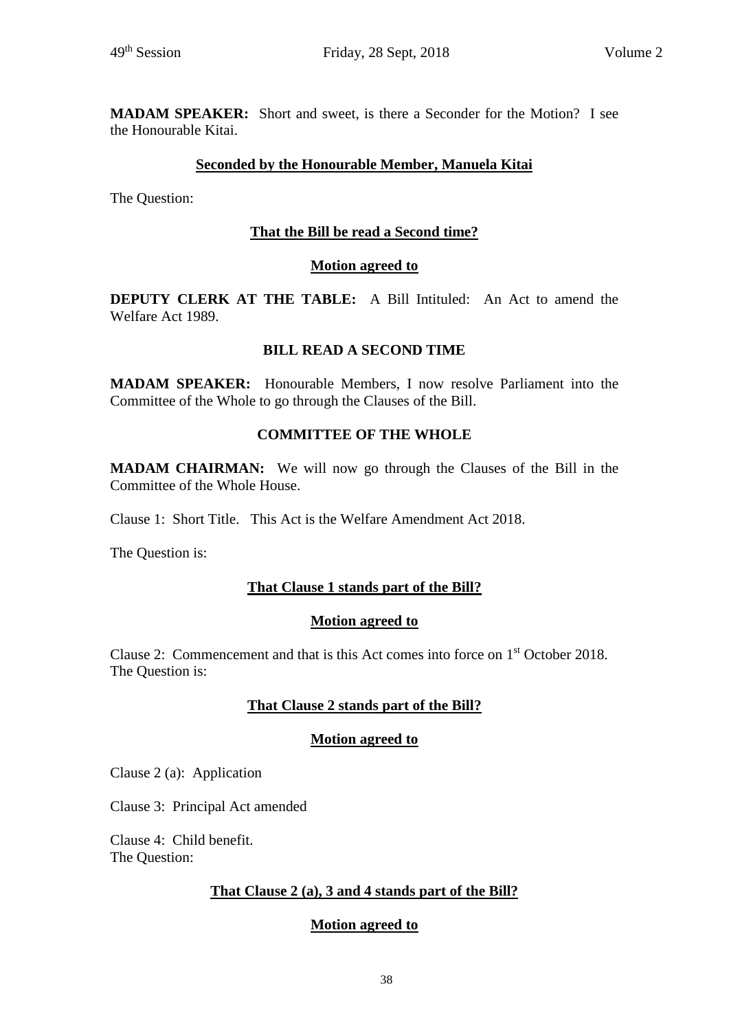**MADAM SPEAKER:** Short and sweet, is there a Seconder for the Motion? I see the Honourable Kitai.

**Seconded by the Honourable Member, Manuela Kitai**

The Question:

**That the Bill be read a Second time?**

**Motion agreed to**

**DEPUTY CLERK AT THE TABLE:** A Bill Intituled: An Act to amend the Welfare Act 1989.

**BILL READ A SECOND TIME**

**MADAM SPEAKER:** Honourable Members, I now resolve Parliament into the Committee of the Whole to go through the Clauses of the Bill.

**COMMITTEE OF THE WHOLE**

**MADAM CHAIRMAN:** We will now go through the Clauses of the Bill in the Committee of the Whole House.

Clause 1: Short Title. This Act is the Welfare Amendment Act 2018.

The Question is:

**That Clause 1 stands part of the Bill?**

**Motion agreed to**

Clause 2: Commencement and that is this Act comes into force on 1st October 2018.
The Question is:

**That Clause 2 stands part of the Bill?**

**Motion agreed to**

Clause 2 (a): Application

Clause 3: Principal Act amended

Clause 4: Child benefit.
The Question:

**That Clause 2 (a), 3 and 4 stands part of the Bill?**

**Motion agreed to**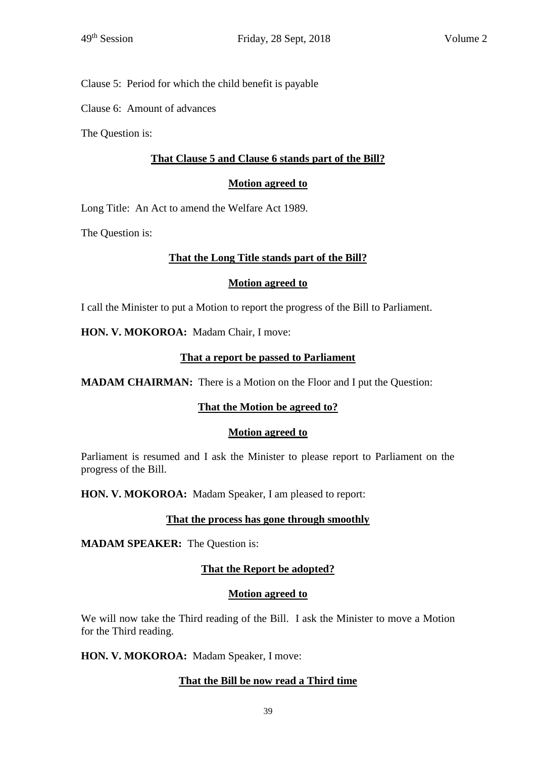Clause 5: Period for which the child benefit is payable

Clause 6: Amount of advances

The Question is:

**That Clause 5 and Clause 6 stands part of the Bill?**

**Motion agreed to**

Long Title: An Act to amend the Welfare Act 1989.

The Question is:

**That the Long Title stands part of the Bill?**

**Motion agreed to**

I call the Minister to put a Motion to report the progress of the Bill to Parliament.

**HON. V. MOKOROA:** Madam Chair, I move:

**That a report be passed to Parliament**

**MADAM CHAIRMAN:** There is a Motion on the Floor and I put the Question:

**That the Motion be agreed to?**

**Motion agreed to**

Parliament is resumed and I ask the Minister to please report to Parliament on the progress of the Bill.

**HON. V. MOKOROA:** Madam Speaker, I am pleased to report:

**That the process has gone through smoothly**

**MADAM SPEAKER:** The Question is:

**That the Report be adopted?**

**Motion agreed to**

We will now take the Third reading of the Bill. I ask the Minister to move a Motion for the Third reading.

**HON. V. MOKOROA:** Madam Speaker, I move:

**That the Bill be now read a Third time**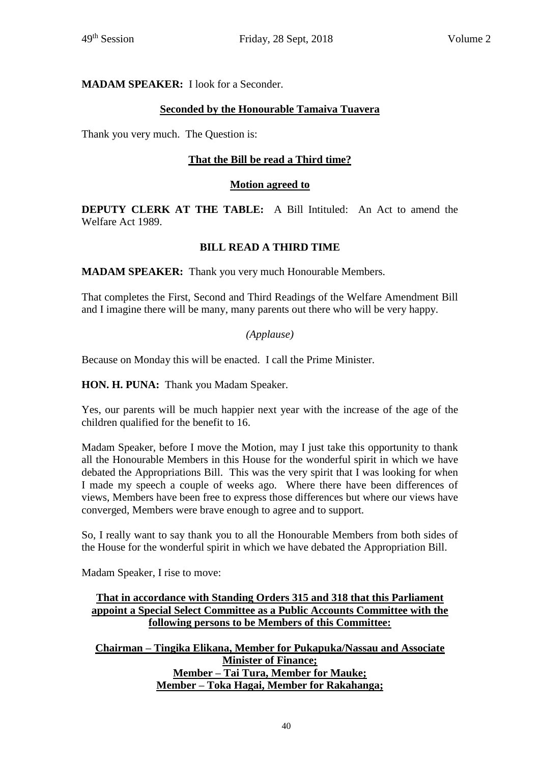**MADAM SPEAKER:** I look for a Seconder.

**Seconded by the Honourable Tamaiva Tuavera**

Thank you very much. The Question is:

**That the Bill be read a Third time?**

**Motion agreed to**

**DEPUTY CLERK AT THE TABLE:** A Bill Intituled: An Act to amend the Welfare Act 1989.

**BILL READ A THIRD TIME**

**MADAM SPEAKER:** Thank you very much Honourable Members.

That completes the First, Second and Third Readings of the Welfare Amendment Bill and I imagine there will be many, many parents out there who will be very happy.

*(Applause)*

Because on Monday this will be enacted. I call the Prime Minister.

**HON. H. PUNA:** Thank you Madam Speaker.

Yes, our parents will be much happier next year with the increase of the age of the children qualified for the benefit to 16.

Madam Speaker, before I move the Motion, may I just take this opportunity to thank all the Honourable Members in this House for the wonderful spirit in which we have debated the Appropriations Bill. This was the very spirit that I was looking for when I made my speech a couple of weeks ago. Where there have been differences of views, Members have been free to express those differences but where our views have converged, Members were brave enough to agree and to support.

So, I really want to say thank you to all the Honourable Members from both sides of the House for the wonderful spirit in which we have debated the Appropriation Bill.

Madam Speaker, I rise to move:

**That in accordance with Standing Orders 315 and 318 that this Parliament appoint a Special Select Committee as a Public Accounts Committee with the following persons to be Members of this Committee:**

**Chairman – Tingika Elikana, Member for Pukapuka/Nassau and Associate Minister of Finance;**
**Member – Tai Tura, Member for Mauke;**
**Member – Toka Hagai, Member for Rakahanga;**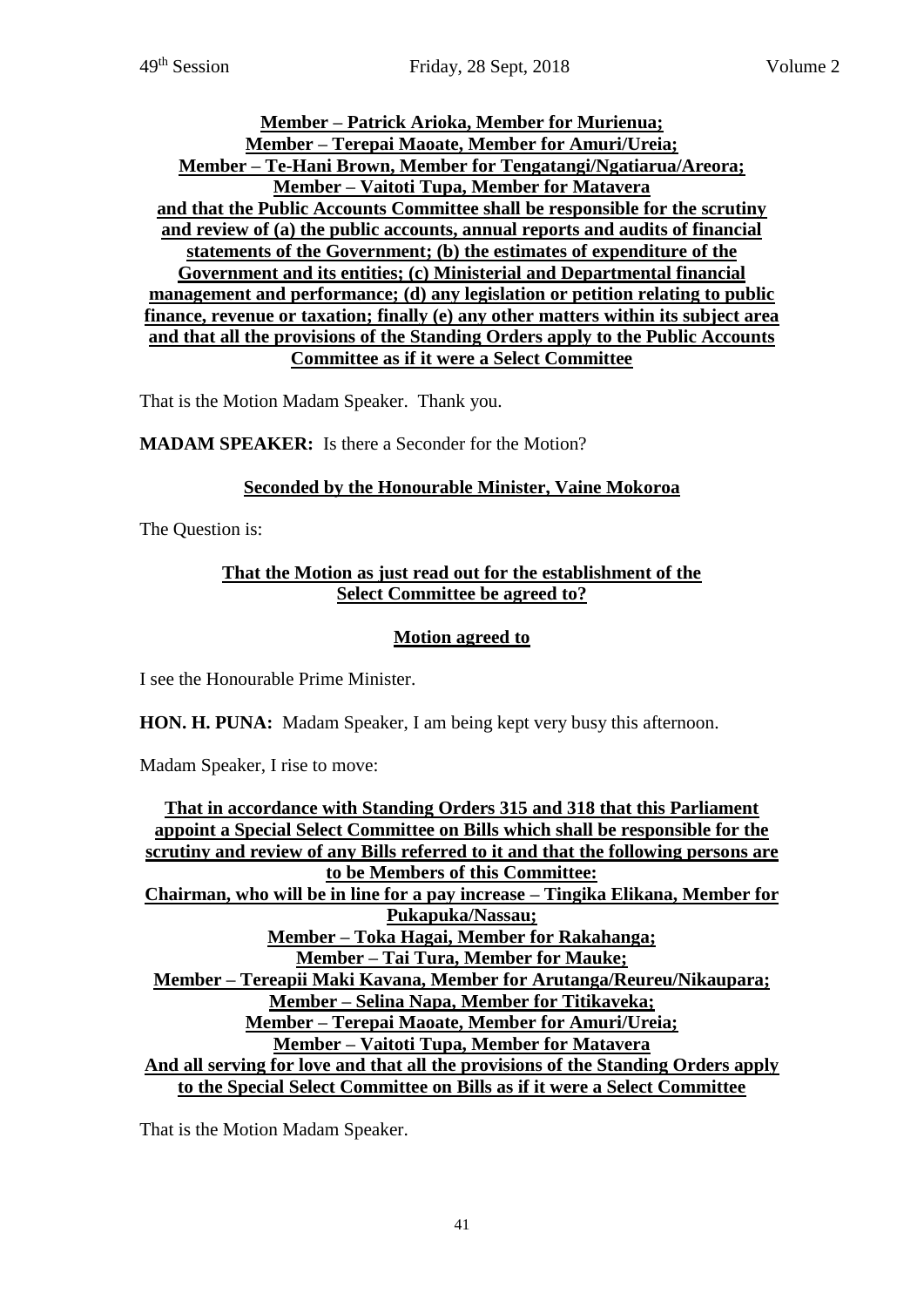**Member – Patrick Arioka, Member for Murienua;**
**Member – Terepai Maoate, Member for Amuri/Ureia;**
**Member – Te-Hani Brown, Member for Tengatangi/Ngatiarua/Areora;**
**Member – Vaitoti Tupa, Member for Matavera**
**and that the Public Accounts Committee shall be responsible for the scrutiny and review of (a) the public accounts, annual reports and audits of financial statements of the Government; (b) the estimates of expenditure of the Government and its entities; (c) Ministerial and Departmental financial management and performance; (d) any legislation or petition relating to public finance, revenue or taxation; finally (e) any other matters within its subject area and that all the provisions of the Standing Orders apply to the Public Accounts Committee as if it were a Select Committee**

That is the Motion Madam Speaker. Thank you.

**MADAM SPEAKER:** Is there a Seconder for the Motion?

**Seconded by the Honourable Minister, Vaine Mokoroa**

The Question is:

**That the Motion as just read out for the establishment of the Select Committee be agreed to?**

**Motion agreed to**

I see the Honourable Prime Minister.

**HON. H. PUNA:** Madam Speaker, I am being kept very busy this afternoon.

Madam Speaker, I rise to move:

**That in accordance with Standing Orders 315 and 318 that this Parliament appoint a Special Select Committee on Bills which shall be responsible for the scrutiny and review of any Bills referred to it and that the following persons are to be Members of this Committee:**
**Chairman, who will be in line for a pay increase – Tingika Elikana, Member for Pukapuka/Nassau;**
**Member – Toka Hagai, Member for Rakahanga;**
**Member – Tai Tura, Member for Mauke;**
**Member – Tereapii Maki Kavana, Member for Arutanga/Reureu/Nikaupara;**
**Member – Selina Napa, Member for Titikaveka;**
**Member – Terepai Maoate, Member for Amuri/Ureia;**
**Member – Vaitoti Tupa, Member for Matavera**
**And all serving for love and that all the provisions of the Standing Orders apply to the Special Select Committee on Bills as if it were a Select Committee**

That is the Motion Madam Speaker.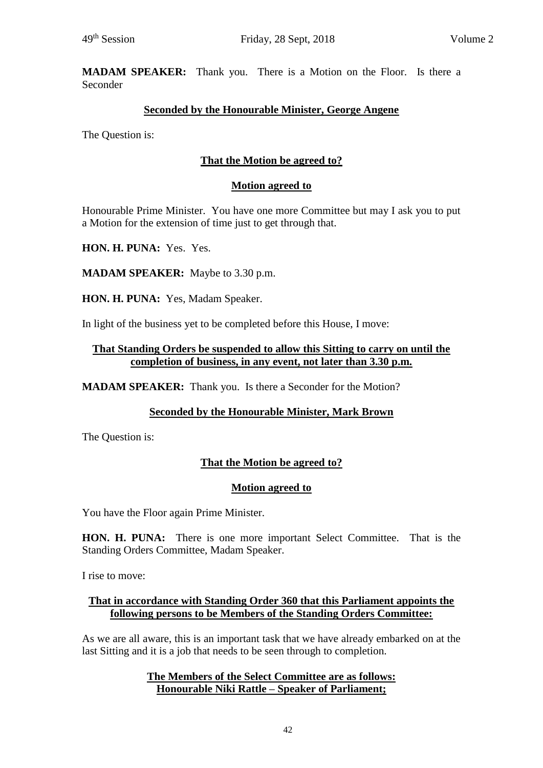**MADAM SPEAKER:** Thank you. There is a Motion on the Floor. Is there a Seconder

**Seconded by the Honourable Minister, George Angene**

The Question is:

**That the Motion be agreed to?**

**Motion agreed to**

Honourable Prime Minister. You have one more Committee but may I ask you to put a Motion for the extension of time just to get through that.

**HON. H. PUNA:** Yes. Yes.

**MADAM SPEAKER:** Maybe to 3.30 p.m.

**HON. H. PUNA:** Yes, Madam Speaker.

In light of the business yet to be completed before this House, I move:

**That Standing Orders be suspended to allow this Sitting to carry on until the completion of business, in any event, not later than 3.30 p.m.**

**MADAM SPEAKER:** Thank you. Is there a Seconder for the Motion?

**Seconded by the Honourable Minister, Mark Brown**

The Question is:

**That the Motion be agreed to?**

**Motion agreed to**

You have the Floor again Prime Minister.

**HON. H. PUNA:** There is one more important Select Committee. That is the Standing Orders Committee, Madam Speaker.

I rise to move:

**That in accordance with Standing Order 360 that this Parliament appoints the following persons to be Members of the Standing Orders Committee:**

As we are all aware, this is an important task that we have already embarked on at the last Sitting and it is a job that needs to be seen through to completion.

**The Members of the Select Committee are as follows:**
**Honourable Niki Rattle – Speaker of Parliament;**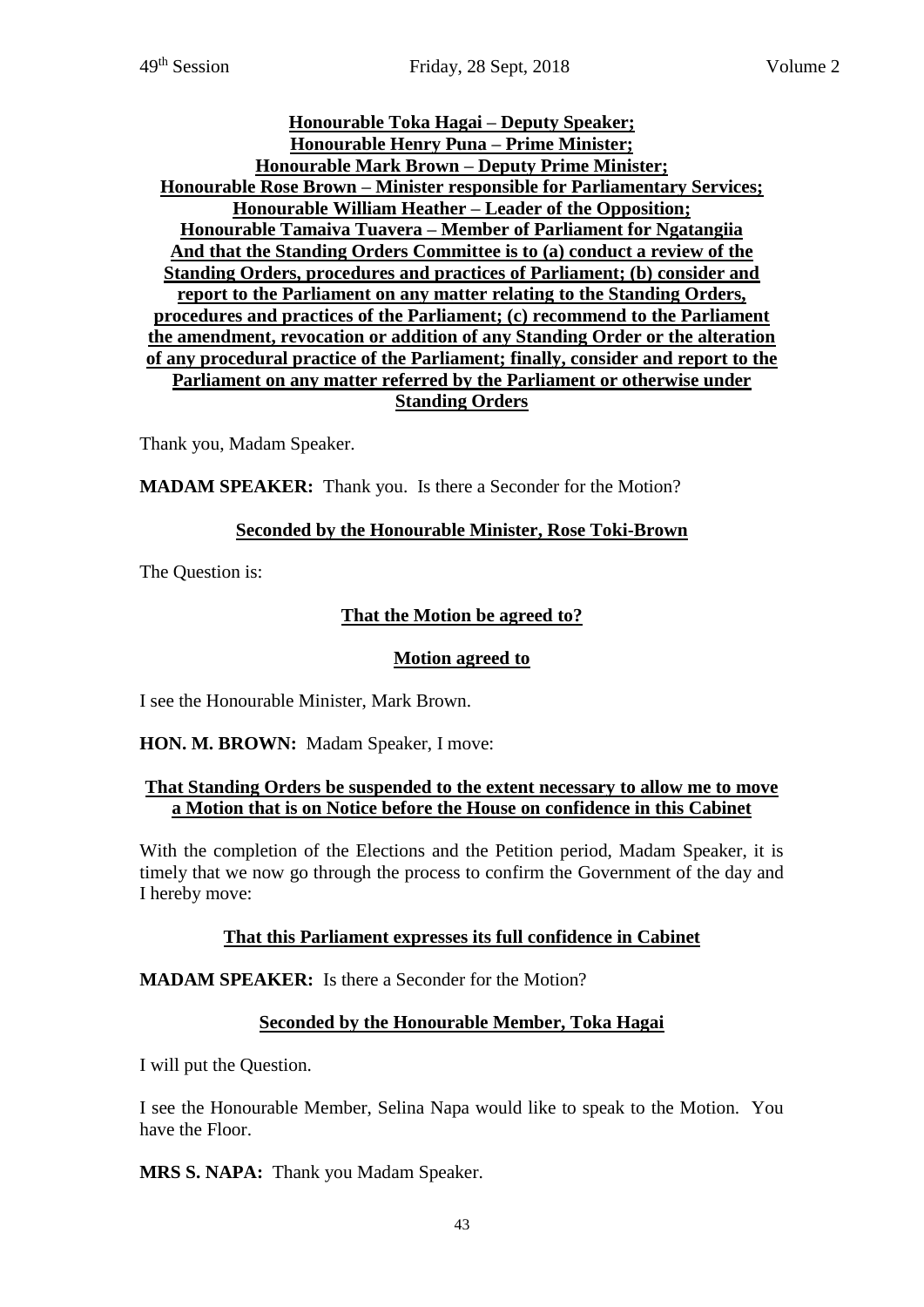**Honourable Toka Hagai – Deputy Speaker;**
**Honourable Henry Puna – Prime Minister;**
**Honourable Mark Brown – Deputy Prime Minister;**
**Honourable Rose Brown – Minister responsible for Parliamentary Services;**
**Honourable William Heather – Leader of the Opposition;**
**Honourable Tamaiva Tuavera – Member of Parliament for Ngatangiia**
**And that the Standing Orders Committee is to (a) conduct a review of the Standing Orders, procedures and practices of Parliament; (b) consider and report to the Parliament on any matter relating to the Standing Orders, procedures and practices of the Parliament; (c) recommend to the Parliament the amendment, revocation or addition of any Standing Order or the alteration of any procedural practice of the Parliament; finally, consider and report to the Parliament on any matter referred by the Parliament or otherwise under Standing Orders**

Thank you, Madam Speaker.

**MADAM SPEAKER:** Thank you. Is there a Seconder for the Motion?

**Seconded by the Honourable Minister, Rose Toki-Brown**

The Question is:

**That the Motion be agreed to?**

**Motion agreed to**

I see the Honourable Minister, Mark Brown.

**HON. M. BROWN:** Madam Speaker, I move:

**That Standing Orders be suspended to the extent necessary to allow me to move a Motion that is on Notice before the House on confidence in this Cabinet**

With the completion of the Elections and the Petition period, Madam Speaker, it is timely that we now go through the process to confirm the Government of the day and I hereby move:

**That this Parliament expresses its full confidence in Cabinet**

**MADAM SPEAKER:** Is there a Seconder for the Motion?

**Seconded by the Honourable Member, Toka Hagai**

I will put the Question.

I see the Honourable Member, Selina Napa would like to speak to the Motion. You have the Floor.

**MRS S. NAPA:** Thank you Madam Speaker.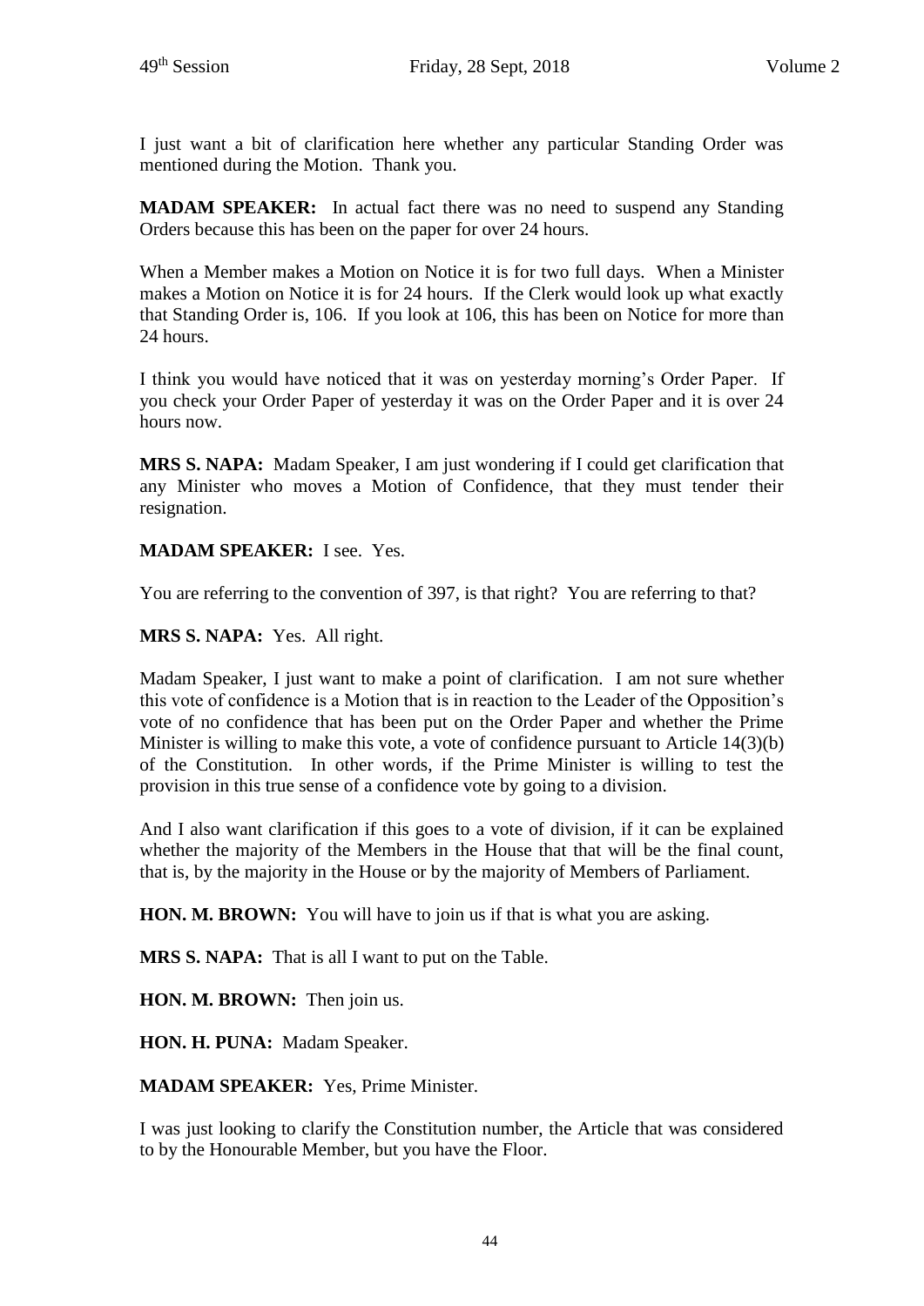I just want a bit of clarification here whether any particular Standing Order was mentioned during the Motion. Thank you.

**MADAM SPEAKER:** In actual fact there was no need to suspend any Standing Orders because this has been on the paper for over 24 hours.

When a Member makes a Motion on Notice it is for two full days. When a Minister makes a Motion on Notice it is for 24 hours. If the Clerk would look up what exactly that Standing Order is, 106. If you look at 106, this has been on Notice for more than 24 hours.

I think you would have noticed that it was on yesterday morning's Order Paper. If you check your Order Paper of yesterday it was on the Order Paper and it is over 24 hours now.

**MRS S. NAPA:** Madam Speaker, I am just wondering if I could get clarification that any Minister who moves a Motion of Confidence, that they must tender their resignation.

**MADAM SPEAKER:** I see. Yes.

You are referring to the convention of 397, is that right? You are referring to that?

**MRS S. NAPA:** Yes. All right.

Madam Speaker, I just want to make a point of clarification. I am not sure whether this vote of confidence is a Motion that is in reaction to the Leader of the Opposition's vote of no confidence that has been put on the Order Paper and whether the Prime Minister is willing to make this vote, a vote of confidence pursuant to Article 14(3)(b) of the Constitution. In other words, if the Prime Minister is willing to test the provision in this true sense of a confidence vote by going to a division.

And I also want clarification if this goes to a vote of division, if it can be explained whether the majority of the Members in the House that that will be the final count, that is, by the majority in the House or by the majority of Members of Parliament.

**HON. M. BROWN:** You will have to join us if that is what you are asking.

**MRS S. NAPA:** That is all I want to put on the Table.

**HON. M. BROWN:** Then join us.

**HON. H. PUNA:** Madam Speaker.

**MADAM SPEAKER:** Yes, Prime Minister.

I was just looking to clarify the Constitution number, the Article that was considered to by the Honourable Member, but you have the Floor.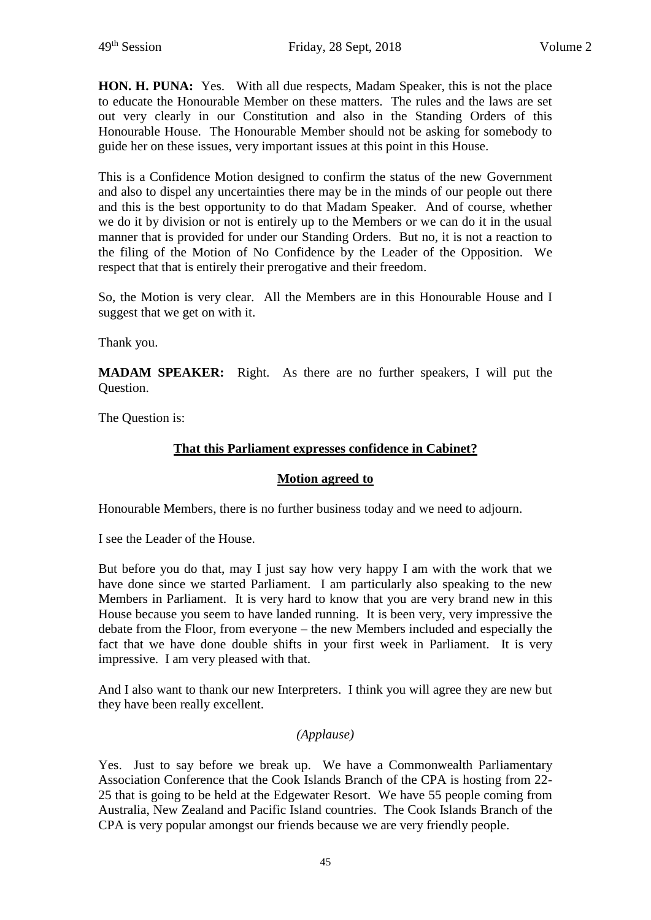**HON. H. PUNA:** Yes. With all due respects, Madam Speaker, this is not the place to educate the Honourable Member on these matters. The rules and the laws are set out very clearly in our Constitution and also in the Standing Orders of this Honourable House. The Honourable Member should not be asking for somebody to guide her on these issues, very important issues at this point in this House.

This is a Confidence Motion designed to confirm the status of the new Government and also to dispel any uncertainties there may be in the minds of our people out there and this is the best opportunity to do that Madam Speaker. And of course, whether we do it by division or not is entirely up to the Members or we can do it in the usual manner that is provided for under our Standing Orders. But no, it is not a reaction to the filing of the Motion of No Confidence by the Leader of the Opposition. We respect that that is entirely their prerogative and their freedom.

So, the Motion is very clear. All the Members are in this Honourable House and I suggest that we get on with it.

Thank you.

**MADAM SPEAKER:** Right. As there are no further speakers, I will put the Question.

The Question is:

**<u>That this Parliament expresses confidence in Cabinet?</u>**

**<u>Motion agreed to</u>**

Honourable Members, there is no further business today and we need to adjourn.

I see the Leader of the House.

But before you do that, may I just say how very happy I am with the work that we have done since we started Parliament. I am particularly also speaking to the new Members in Parliament. It is very hard to know that you are very brand new in this House because you seem to have landed running. It is been very, very impressive the debate from the Floor, from everyone – the new Members included and especially the fact that we have done double shifts in your first week in Parliament. It is very impressive. I am very pleased with that.

And I also want to thank our new Interpreters. I think you will agree they are new but they have been really excellent.

*(Applause)*

Yes. Just to say before we break up. We have a Commonwealth Parliamentary Association Conference that the Cook Islands Branch of the CPA is hosting from 22-25 that is going to be held at the Edgewater Resort. We have 55 people coming from Australia, New Zealand and Pacific Island countries. The Cook Islands Branch of the CPA is very popular amongst our friends because we are very friendly people.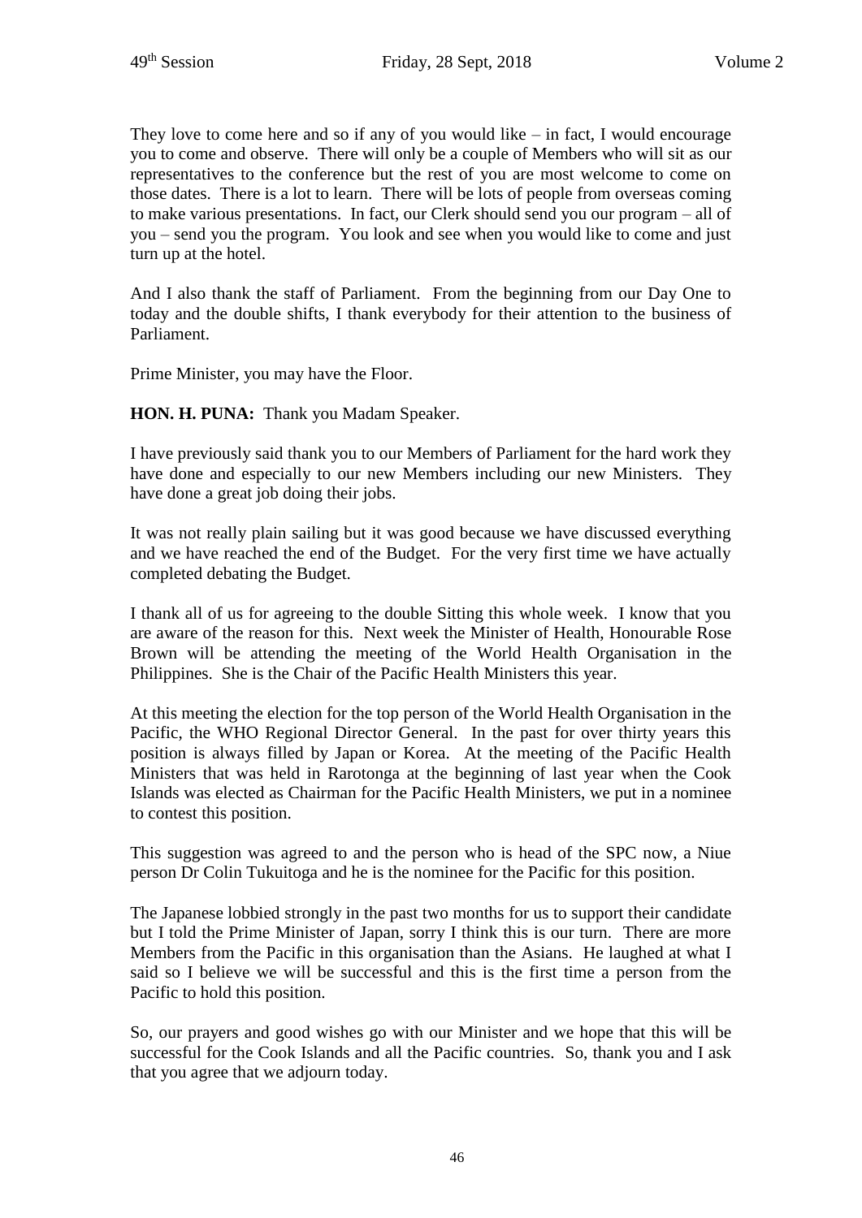They love to come here and so if any of you would like – in fact, I would encourage you to come and observe. There will only be a couple of Members who will sit as our representatives to the conference but the rest of you are most welcome to come on those dates. There is a lot to learn. There will be lots of people from overseas coming to make various presentations. In fact, our Clerk should send you our program – all of you – send you the program. You look and see when you would like to come and just turn up at the hotel.

And I also thank the staff of Parliament. From the beginning from our Day One to today and the double shifts, I thank everybody for their attention to the business of Parliament.

Prime Minister, you may have the Floor.

**HON. H. PUNA:** Thank you Madam Speaker.

I have previously said thank you to our Members of Parliament for the hard work they have done and especially to our new Members including our new Ministers. They have done a great job doing their jobs.

It was not really plain sailing but it was good because we have discussed everything and we have reached the end of the Budget. For the very first time we have actually completed debating the Budget.

I thank all of us for agreeing to the double Sitting this whole week. I know that you are aware of the reason for this. Next week the Minister of Health, Honourable Rose Brown will be attending the meeting of the World Health Organisation in the Philippines. She is the Chair of the Pacific Health Ministers this year.

At this meeting the election for the top person of the World Health Organisation in the Pacific, the WHO Regional Director General. In the past for over thirty years this position is always filled by Japan or Korea. At the meeting of the Pacific Health Ministers that was held in Rarotonga at the beginning of last year when the Cook Islands was elected as Chairman for the Pacific Health Ministers, we put in a nominee to contest this position.

This suggestion was agreed to and the person who is head of the SPC now, a Niue person Dr Colin Tukuitoga and he is the nominee for the Pacific for this position.

The Japanese lobbied strongly in the past two months for us to support their candidate but I told the Prime Minister of Japan, sorry I think this is our turn. There are more Members from the Pacific in this organisation than the Asians. He laughed at what I said so I believe we will be successful and this is the first time a person from the Pacific to hold this position.

So, our prayers and good wishes go with our Minister and we hope that this will be successful for the Cook Islands and all the Pacific countries. So, thank you and I ask that you agree that we adjourn today.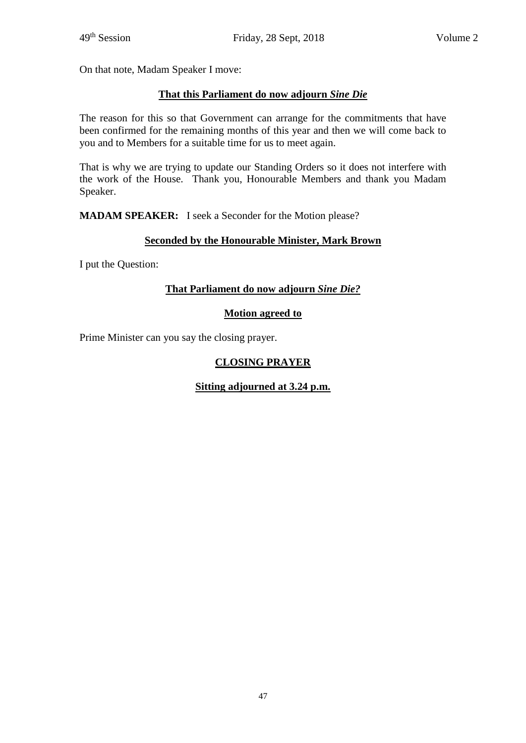On that note, Madam Speaker I move:

**That this Parliament do now adjourn *Sine Die***

The reason for this so that Government can arrange for the commitments that have been confirmed for the remaining months of this year and then we will come back to you and to Members for a suitable time for us to meet again.

That is why we are trying to update our Standing Orders so it does not interfere with the work of the House. Thank you, Honourable Members and thank you Madam Speaker.

**MADAM SPEAKER:** I seek a Seconder for the Motion please?

**Seconded by the Honourable Minister, Mark Brown**

I put the Question:

**That Parliament do now adjourn *Sine Die?***

**Motion agreed to**

Prime Minister can you say the closing prayer.

**CLOSING PRAYER**

**Sitting adjourned at 3.24 p.m.**